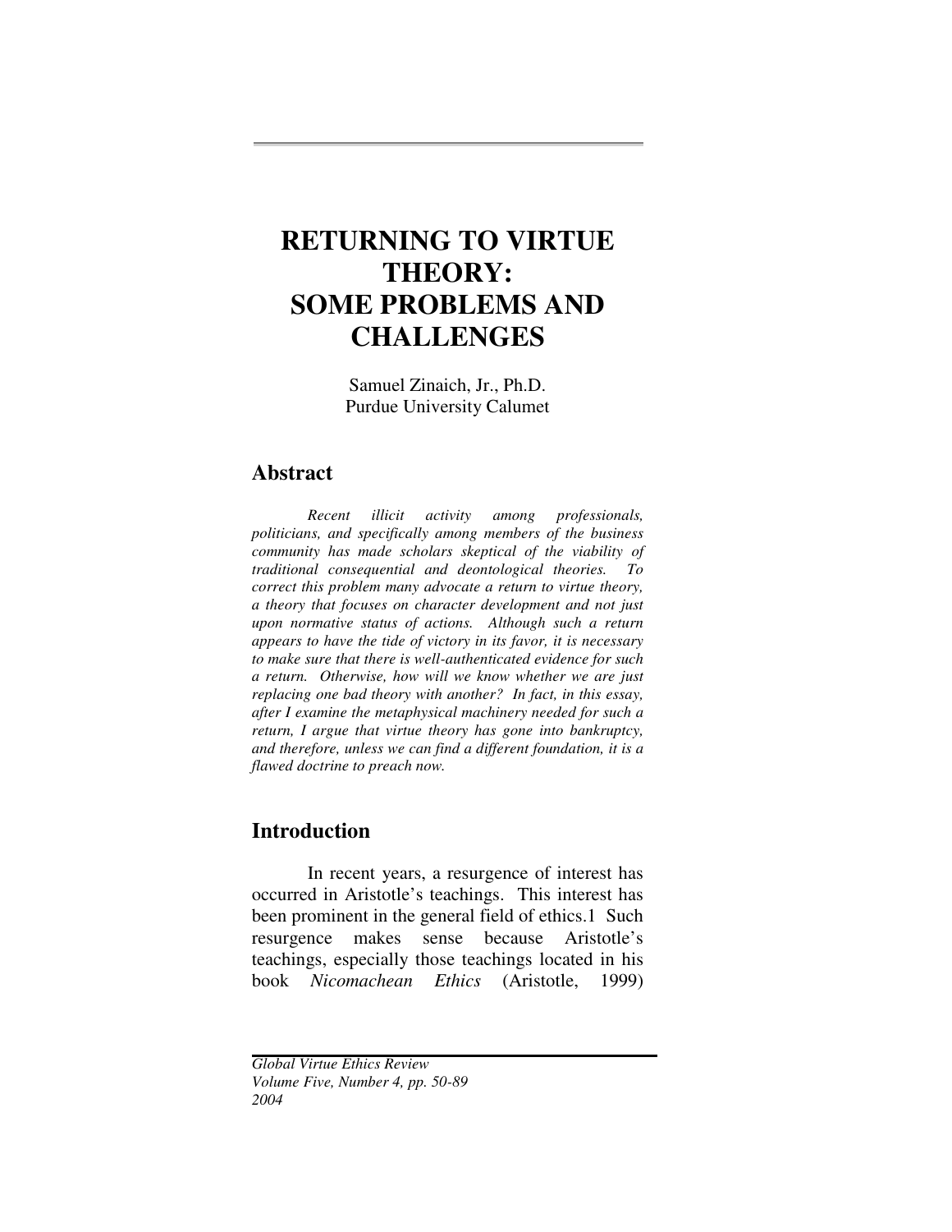# RETURNING TO VIRTUE THEORY: SOME PROBLEMS AND CHALLENGES

Samuel Zinaich, Jr., Ph.D.
Purdue University Calumet

## Abstract

*Recent illicit activity among professionals, politicians, and specifically among members of the business community has made scholars skeptical of the viability of traditional consequential and deontological theories. To correct this problem many advocate a return to virtue theory, a theory that focuses on character development and not just upon normative status of actions. Although such a return appears to have the tide of victory in its favor, it is necessary to make sure that there is well-authenticated evidence for such a return. Otherwise, how will we know whether we are just replacing one bad theory with another? In fact, in this essay, after I examine the metaphysical machinery needed for such a return, I argue that virtue theory has gone into bankruptcy, and therefore, unless we can find a different foundation, it is a flawed doctrine to preach now.*

## Introduction

In recent years, a resurgence of interest has occurred in Aristotle's teachings. This interest has been prominent in the general field of ethics.1 Such resurgence makes sense because Aristotle's teachings, especially those teachings located in his book *Nicomachean Ethics* (Aristotle, 1999)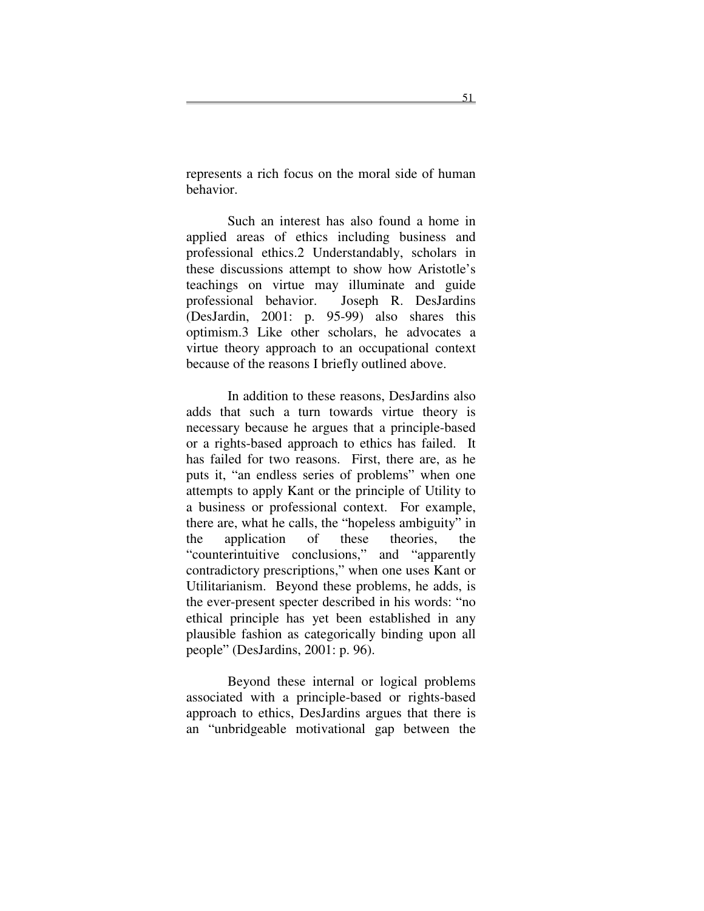represents a rich focus on the moral side of human behavior.

Such an interest has also found a home in applied areas of ethics including business and professional ethics.[2] Understandably, scholars in these discussions attempt to show how Aristotle's teachings on virtue may illuminate and guide professional behavior. Joseph R. DesJardins (DesJardin, 2001: p. 95-99) also shares this optimism.[3] Like other scholars, he advocates a virtue theory approach to an occupational context because of the reasons I briefly outlined above.

In addition to these reasons, DesJardins also adds that such a turn towards virtue theory is necessary because he argues that a principle-based or a rights-based approach to ethics has failed. It has failed for two reasons. First, there are, as he puts it, "an endless series of problems" when one attempts to apply Kant or the principle of Utility to a business or professional context. For example, there are, what he calls, the "hopeless ambiguity" in the application of these theories, the "counterintuitive conclusions," and "apparently contradictory prescriptions," when one uses Kant or Utilitarianism. Beyond these problems, he adds, is the ever-present specter described in his words: "no ethical principle has yet been established in any plausible fashion as categorically binding upon all people" (DesJardins, 2001: p. 96).

Beyond these internal or logical problems associated with a principle-based or rights-based approach to ethics, DesJardins argues that there is an "unbridgeable motivational gap between the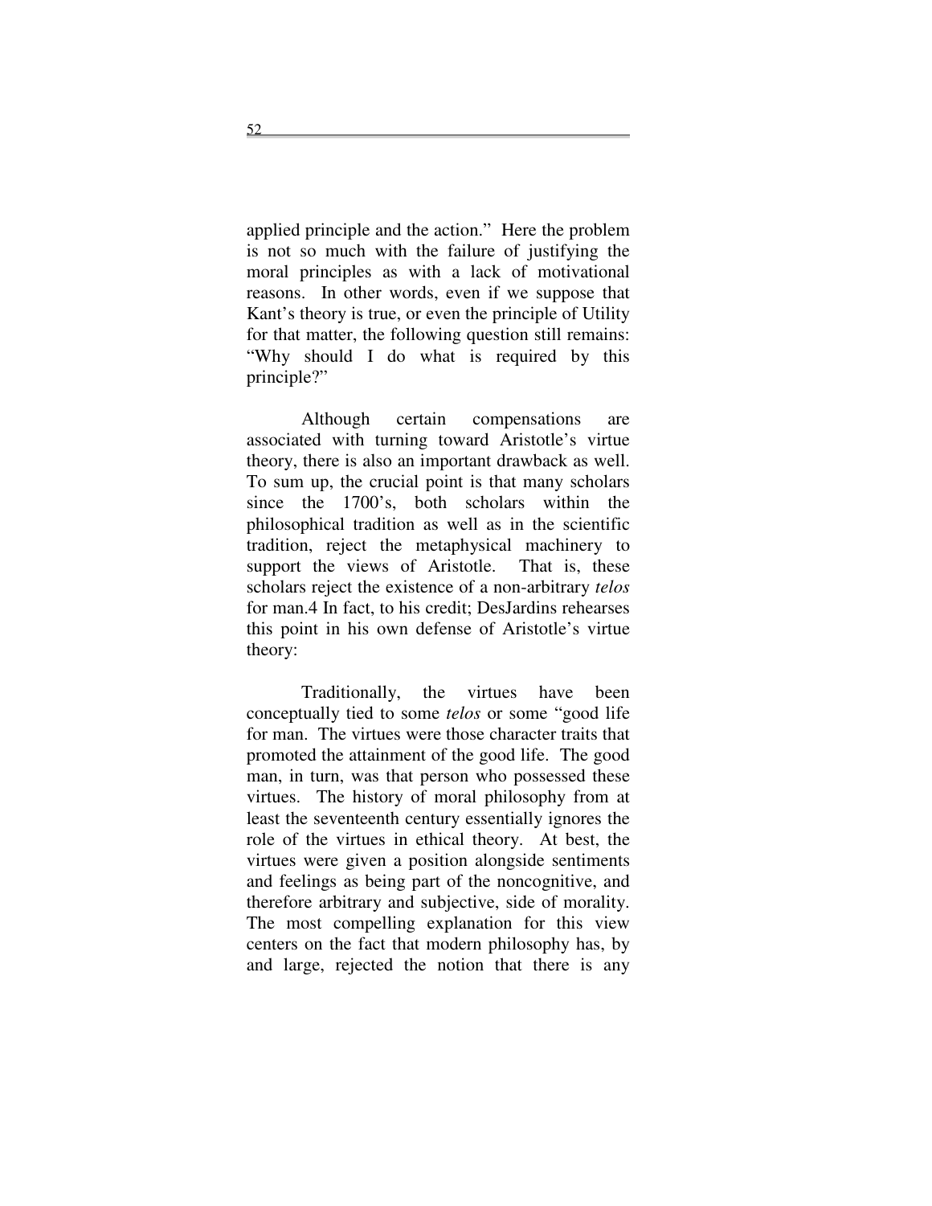applied principle and the action." Here the problem is not so much with the failure of justifying the moral principles as with a lack of motivational reasons. In other words, even if we suppose that Kant's theory is true, or even the principle of Utility for that matter, the following question still remains: "Why should I do what is required by this principle?"

Although certain compensations are associated with turning toward Aristotle's virtue theory, there is also an important drawback as well. To sum up, the crucial point is that many scholars since the 1700's, both scholars within the philosophical tradition as well as in the scientific tradition, reject the metaphysical machinery to support the views of Aristotle. That is, these scholars reject the existence of a non-arbitrary *telos* for man.4 In fact, to his credit; DesJardins rehearses this point in his own defense of Aristotle's virtue theory:

Traditionally, the virtues have been conceptually tied to some *telos* or some "good life for man. The virtues were those character traits that promoted the attainment of the good life. The good man, in turn, was that person who possessed these virtues. The history of moral philosophy from at least the seventeenth century essentially ignores the role of the virtues in ethical theory. At best, the virtues were given a position alongside sentiments and feelings as being part of the noncognitive, and therefore arbitrary and subjective, side of morality. The most compelling explanation for this view centers on the fact that modern philosophy has, by and large, rejected the notion that there is any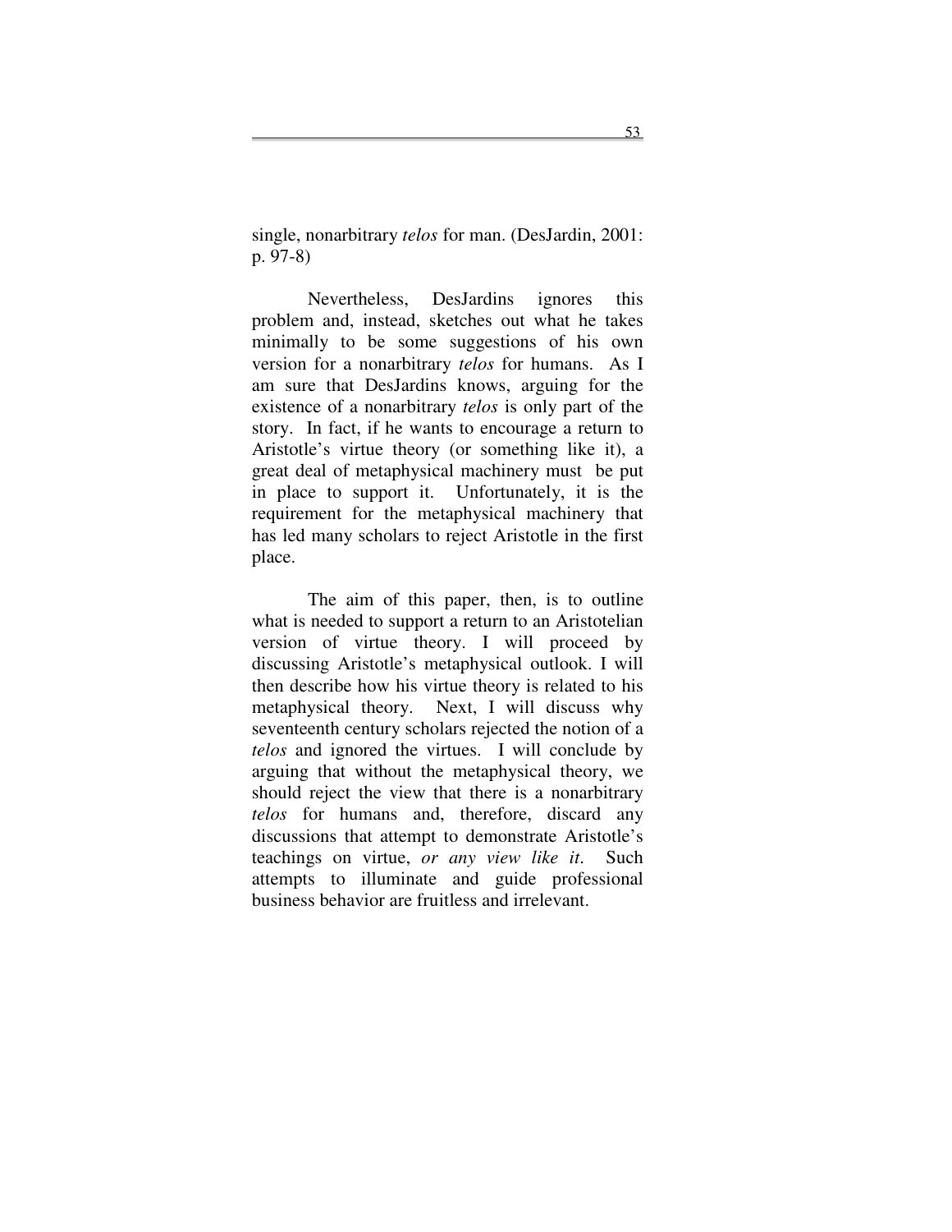single, nonarbitrary *telos* for man. (DesJardin, 2001: p. 97-8)

Nevertheless, DesJardins ignores this problem and, instead, sketches out what he takes minimally to be some suggestions of his own version for a nonarbitrary *telos* for humans. As I am sure that DesJardins knows, arguing for the existence of a nonarbitrary *telos* is only part of the story. In fact, if he wants to encourage a return to Aristotle's virtue theory (or something like it), a great deal of metaphysical machinery must be put in place to support it. Unfortunately, it is the requirement for the metaphysical machinery that has led many scholars to reject Aristotle in the first place.

The aim of this paper, then, is to outline what is needed to support a return to an Aristotelian version of virtue theory. I will proceed by discussing Aristotle's metaphysical outlook. I will then describe how his virtue theory is related to his metaphysical theory. Next, I will discuss why seventeenth century scholars rejected the notion of a *telos* and ignored the virtues. I will conclude by arguing that without the metaphysical theory, we should reject the view that there is a nonarbitrary *telos* for humans and, therefore, discard any discussions that attempt to demonstrate Aristotle's teachings on virtue, *or any view like it*. Such attempts to illuminate and guide professional business behavior are fruitless and irrelevant.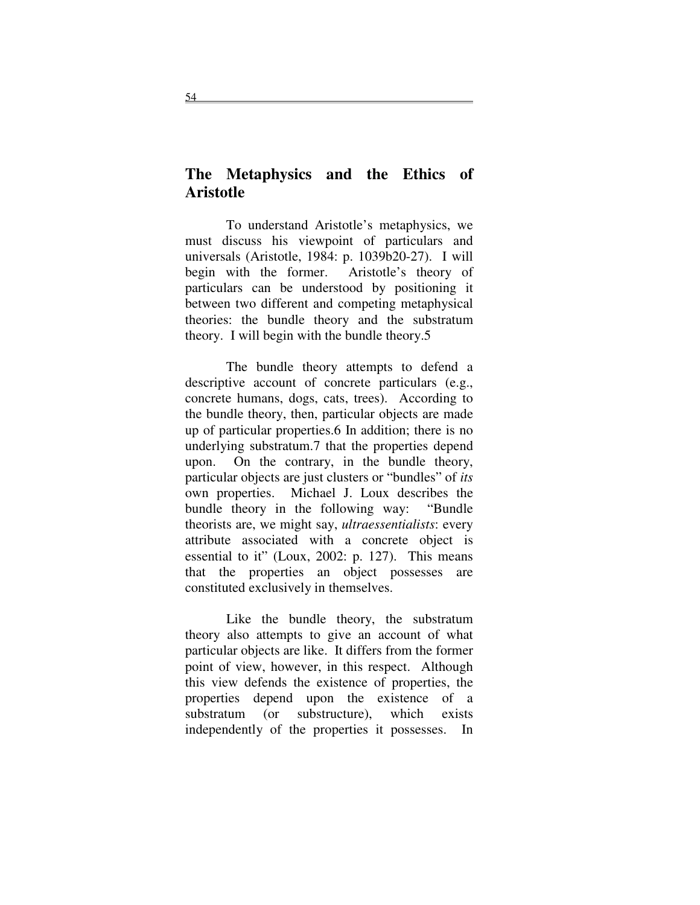## The Metaphysics and the Ethics of Aristotle

To understand Aristotle's metaphysics, we must discuss his viewpoint of particulars and universals (Aristotle, 1984: p. 1039b20-27). I will begin with the former. Aristotle's theory of particulars can be understood by positioning it between two different and competing metaphysical theories: the bundle theory and the substratum theory. I will begin with the bundle theory.5

The bundle theory attempts to defend a descriptive account of concrete particulars (e.g., concrete humans, dogs, cats, trees). According to the bundle theory, then, particular objects are made up of particular properties.6 In addition; there is no underlying substratum.7 that the properties depend upon. On the contrary, in the bundle theory, particular objects are just clusters or "bundles" of *its* own properties. Michael J. Loux describes the bundle theory in the following way: "Bundle theorists are, we might say, *ultraessentialists*: every attribute associated with a concrete object is essential to it" (Loux, 2002: p. 127). This means that the properties an object possesses are constituted exclusively in themselves.

Like the bundle theory, the substratum theory also attempts to give an account of what particular objects are like. It differs from the former point of view, however, in this respect. Although this view defends the existence of properties, the properties depend upon the existence of a substratum (or substructure), which exists independently of the properties it possesses. In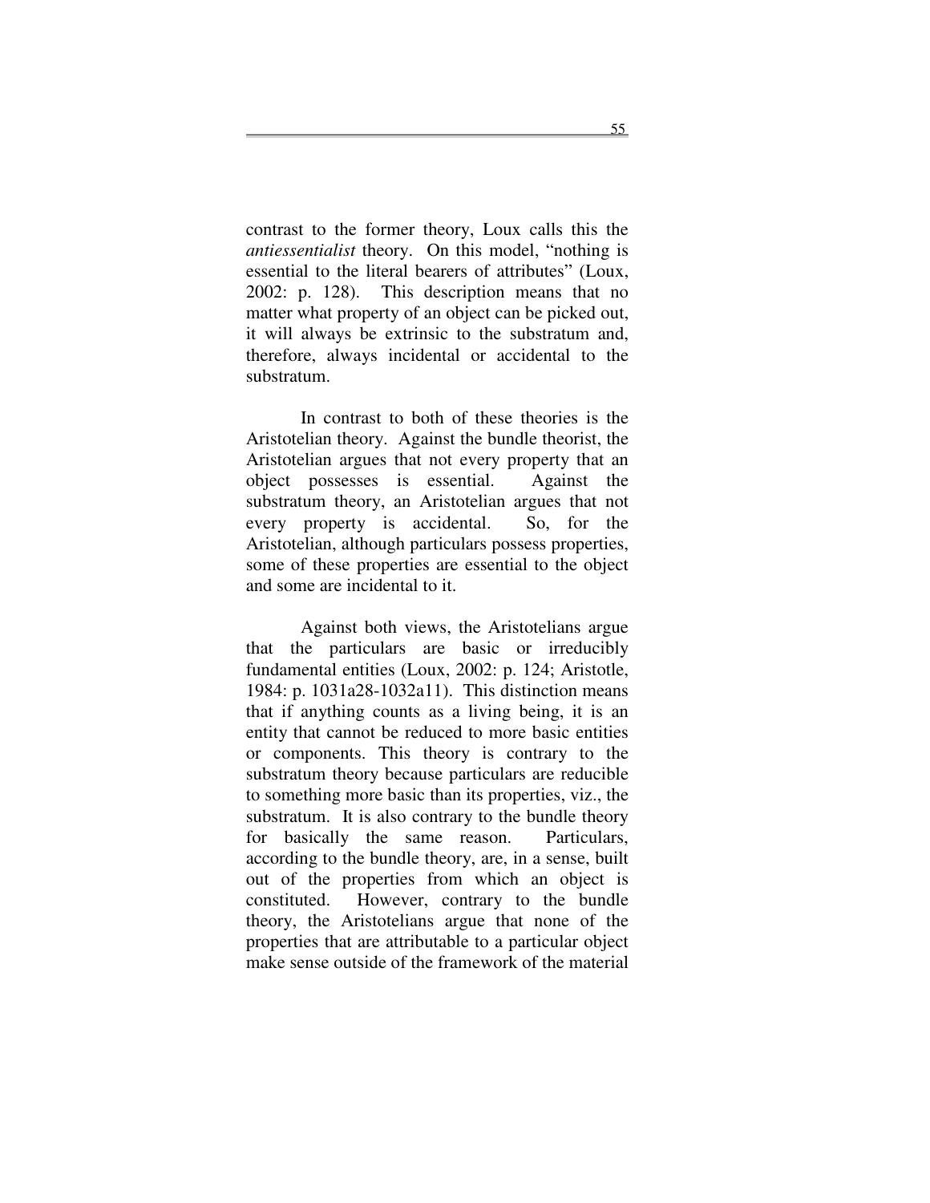contrast to the former theory, Loux calls this the *antiessentialist* theory. On this model, "nothing is essential to the literal bearers of attributes" (Loux, 2002: p. 128). This description means that no matter what property of an object can be picked out, it will always be extrinsic to the substratum and, therefore, always incidental or accidental to the substratum.

In contrast to both of these theories is the Aristotelian theory. Against the bundle theorist, the Aristotelian argues that not every property that an object possesses is essential. Against the substratum theory, an Aristotelian argues that not every property is accidental. So, for the Aristotelian, although particulars possess properties, some of these properties are essential to the object and some are incidental to it.

Against both views, the Aristotelians argue that the particulars are basic or irreducibly fundamental entities (Loux, 2002: p. 124; Aristotle, 1984: p. 1031a28-1032a11). This distinction means that if anything counts as a living being, it is an entity that cannot be reduced to more basic entities or components. This theory is contrary to the substratum theory because particulars are reducible to something more basic than its properties, viz., the substratum. It is also contrary to the bundle theory for basically the same reason. Particulars, according to the bundle theory, are, in a sense, built out of the properties from which an object is constituted. However, contrary to the bundle theory, the Aristotelians argue that none of the properties that are attributable to a particular object make sense outside of the framework of the material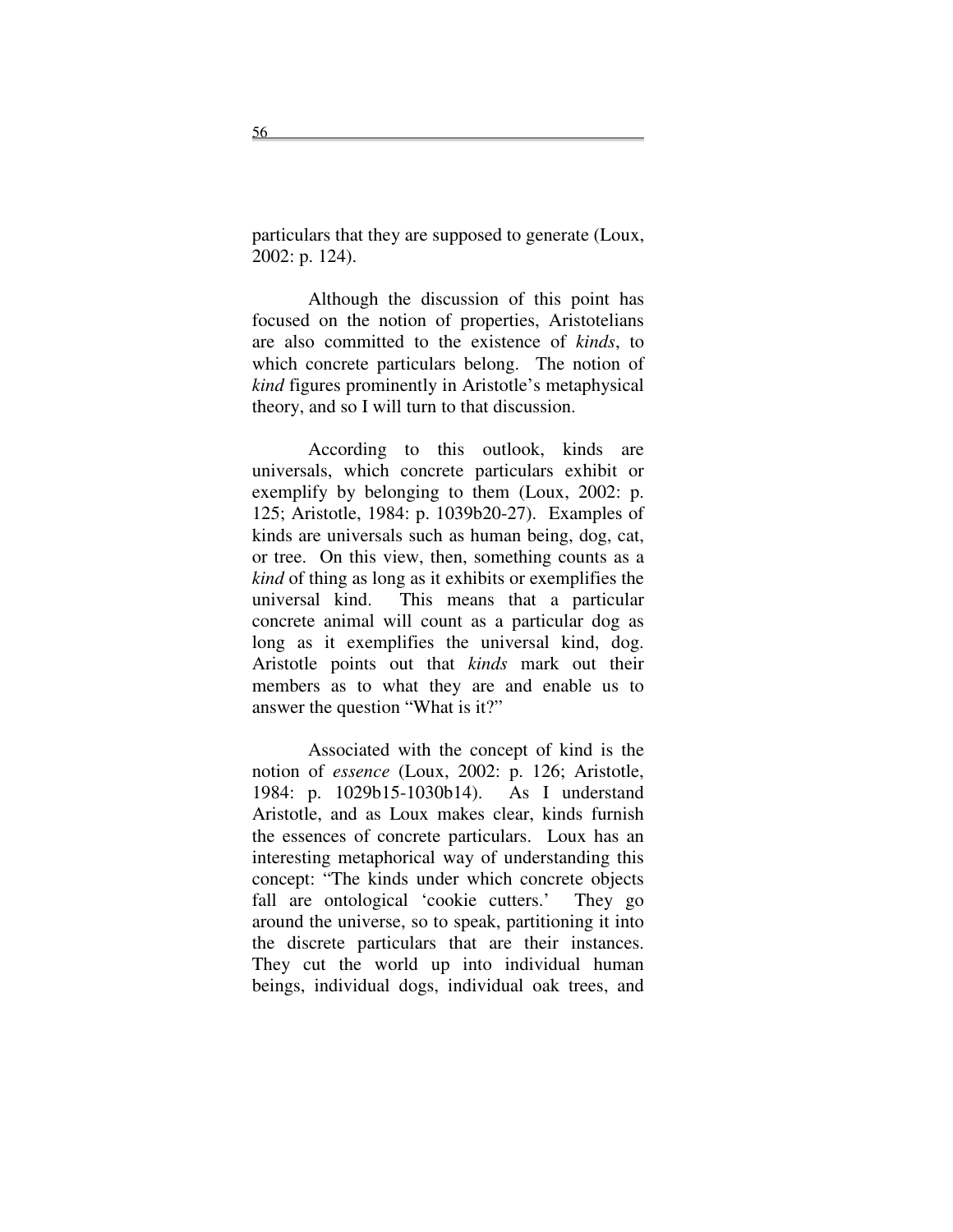particulars that they are supposed to generate (Loux, 2002: p. 124).

Although the discussion of this point has focused on the notion of properties, Aristotelians are also committed to the existence of *kinds*, to which concrete particulars belong. The notion of *kind* figures prominently in Aristotle's metaphysical theory, and so I will turn to that discussion.

According to this outlook, kinds are universals, which concrete particulars exhibit or exemplify by belonging to them (Loux, 2002: p. 125; Aristotle, 1984: p. 1039b20-27). Examples of kinds are universals such as human being, dog, cat, or tree. On this view, then, something counts as a *kind* of thing as long as it exhibits or exemplifies the universal kind. This means that a particular concrete animal will count as a particular dog as long as it exemplifies the universal kind, dog. Aristotle points out that *kinds* mark out their members as to what they are and enable us to answer the question "What is it?"

Associated with the concept of kind is the notion of *essence* (Loux, 2002: p. 126; Aristotle, 1984: p. 1029b15-1030b14). As I understand Aristotle, and as Loux makes clear, kinds furnish the essences of concrete particulars. Loux has an interesting metaphorical way of understanding this concept: "The kinds under which concrete objects fall are ontological 'cookie cutters.' They go around the universe, so to speak, partitioning it into the discrete particulars that are their instances. They cut the world up into individual human beings, individual dogs, individual oak trees, and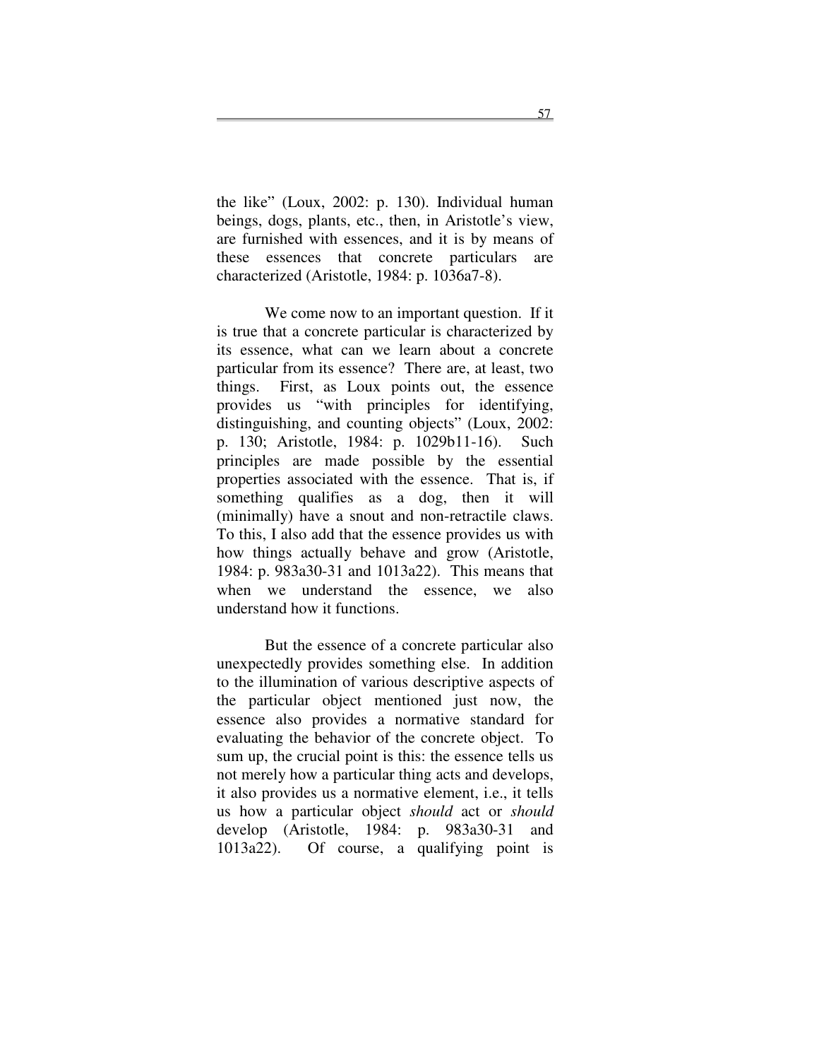the like" (Loux, 2002: p. 130). Individual human beings, dogs, plants, etc., then, in Aristotle's view, are furnished with essences, and it is by means of these essences that concrete particulars are characterized (Aristotle, 1984: p. 1036a7-8).

We come now to an important question. If it is true that a concrete particular is characterized by its essence, what can we learn about a concrete particular from its essence? There are, at least, two things. First, as Loux points out, the essence provides us "with principles for identifying, distinguishing, and counting objects" (Loux, 2002: p. 130; Aristotle, 1984: p. 1029b11-16). Such principles are made possible by the essential properties associated with the essence. That is, if something qualifies as a dog, then it will (minimally) have a snout and non-retractile claws. To this, I also add that the essence provides us with how things actually behave and grow (Aristotle, 1984: p. 983a30-31 and 1013a22). This means that when we understand the essence, we also understand how it functions.

But the essence of a concrete particular also unexpectedly provides something else. In addition to the illumination of various descriptive aspects of the particular object mentioned just now, the essence also provides a normative standard for evaluating the behavior of the concrete object. To sum up, the crucial point is this: the essence tells us not merely how a particular thing acts and develops, it also provides us a normative element, i.e., it tells us how a particular object *should* act or *should* develop (Aristotle, 1984: p. 983a30-31 and 1013a22). Of course, a qualifying point is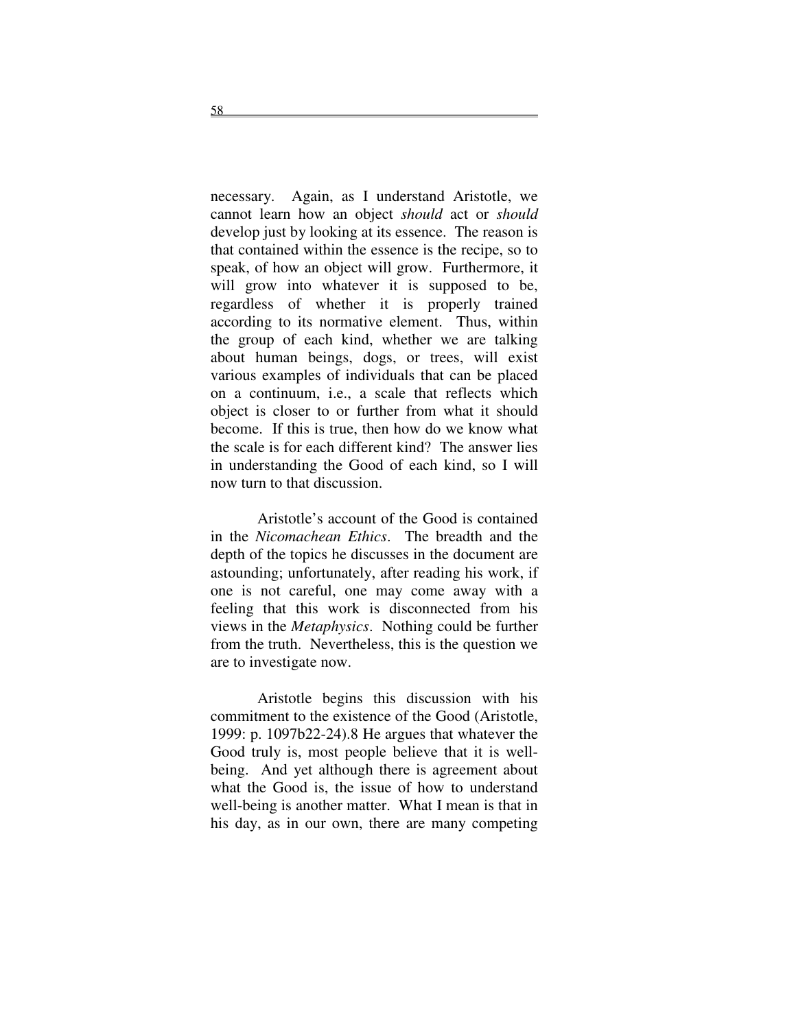necessary. Again, as I understand Aristotle, we cannot learn how an object *should* act or *should* develop just by looking at its essence. The reason is that contained within the essence is the recipe, so to speak, of how an object will grow. Furthermore, it will grow into whatever it is supposed to be, regardless of whether it is properly trained according to its normative element. Thus, within the group of each kind, whether we are talking about human beings, dogs, or trees, will exist various examples of individuals that can be placed on a continuum, i.e., a scale that reflects which object is closer to or further from what it should become. If this is true, then how do we know what the scale is for each different kind? The answer lies in understanding the Good of each kind, so I will now turn to that discussion.

Aristotle's account of the Good is contained in the *Nicomachean Ethics*. The breadth and the depth of the topics he discusses in the document are astounding; unfortunately, after reading his work, if one is not careful, one may come away with a feeling that this work is disconnected from his views in the *Metaphysics*. Nothing could be further from the truth. Nevertheless, this is the question we are to investigate now.

Aristotle begins this discussion with his commitment to the existence of the Good (Aristotle, 1999: p. 1097b22-24).[8] He argues that whatever the Good truly is, most people believe that it is well-being. And yet although there is agreement about what the Good is, the issue of how to understand well-being is another matter. What I mean is that in his day, as in our own, there are many competing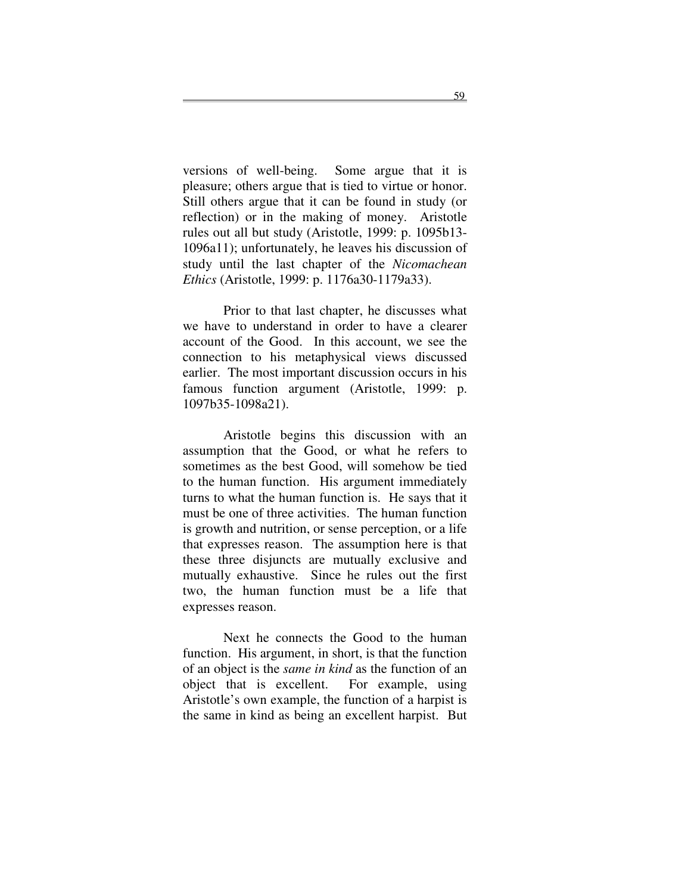versions of well-being. Some argue that it is pleasure; others argue that is tied to virtue or honor. Still others argue that it can be found in study (or reflection) or in the making of money. Aristotle rules out all but study (Aristotle, 1999: p. 1095b13-1096a11); unfortunately, he leaves his discussion of study until the last chapter of the *Nicomachean Ethics* (Aristotle, 1999: p. 1176a30-1179a33).

Prior to that last chapter, he discusses what we have to understand in order to have a clearer account of the Good. In this account, we see the connection to his metaphysical views discussed earlier. The most important discussion occurs in his famous function argument (Aristotle, 1999: p. 1097b35-1098a21).

Aristotle begins this discussion with an assumption that the Good, or what he refers to sometimes as the best Good, will somehow be tied to the human function. His argument immediately turns to what the human function is. He says that it must be one of three activities. The human function is growth and nutrition, or sense perception, or a life that expresses reason. The assumption here is that these three disjuncts are mutually exclusive and mutually exhaustive. Since he rules out the first two, the human function must be a life that expresses reason.

Next he connects the Good to the human function. His argument, in short, is that the function of an object is the *same in kind* as the function of an object that is excellent. For example, using Aristotle's own example, the function of a harpist is the same in kind as being an excellent harpist. But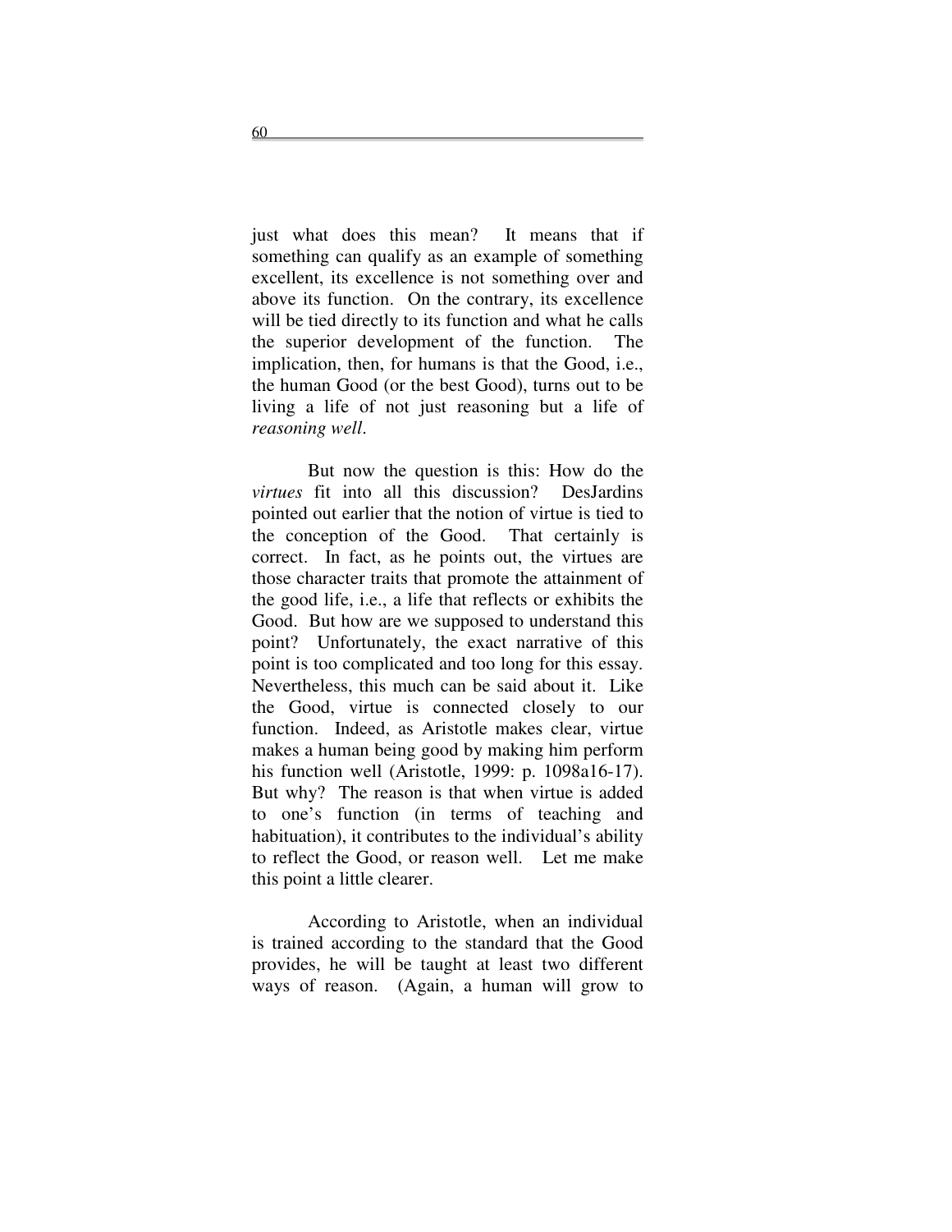just what does this mean? It means that if something can qualify as an example of something excellent, its excellence is not something over and above its function. On the contrary, its excellence will be tied directly to its function and what he calls the superior development of the function. The implication, then, for humans is that the Good, i.e., the human Good (or the best Good), turns out to be living a life of not just reasoning but a life of *reasoning well*.

But now the question is this: How do the *virtues* fit into all this discussion? DesJardins pointed out earlier that the notion of virtue is tied to the conception of the Good. That certainly is correct. In fact, as he points out, the virtues are those character traits that promote the attainment of the good life, i.e., a life that reflects or exhibits the Good. But how are we supposed to understand this point? Unfortunately, the exact narrative of this point is too complicated and too long for this essay. Nevertheless, this much can be said about it. Like the Good, virtue is connected closely to our function. Indeed, as Aristotle makes clear, virtue makes a human being good by making him perform his function well (Aristotle, 1999: p. 1098a16-17). But why? The reason is that when virtue is added to one's function (in terms of teaching and habituation), it contributes to the individual's ability to reflect the Good, or reason well. Let me make this point a little clearer.

According to Aristotle, when an individual is trained according to the standard that the Good provides, he will be taught at least two different ways of reason. (Again, a human will grow to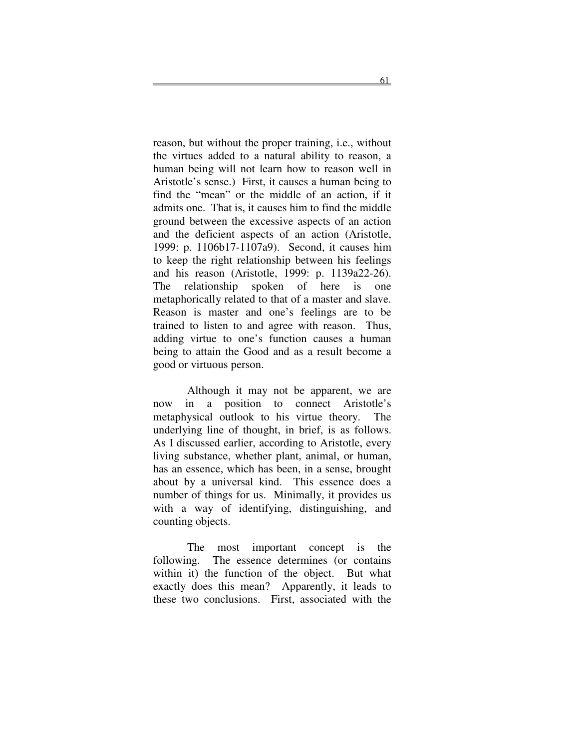reason, but without the proper training, i.e., without the virtues added to a natural ability to reason, a human being will not learn how to reason well in Aristotle's sense.) First, it causes a human being to find the "mean" or the middle of an action, if it admits one. That is, it causes him to find the middle ground between the excessive aspects of an action and the deficient aspects of an action (Aristotle, 1999: p. 1106b17-1107a9). Second, it causes him to keep the right relationship between his feelings and his reason (Aristotle, 1999: p. 1139a22-26). The relationship spoken of here is one metaphorically related to that of a master and slave. Reason is master and one's feelings are to be trained to listen to and agree with reason. Thus, adding virtue to one's function causes a human being to attain the Good and as a result become a good or virtuous person.

Although it may not be apparent, we are now in a position to connect Aristotle's metaphysical outlook to his virtue theory. The underlying line of thought, in brief, is as follows. As I discussed earlier, according to Aristotle, every living substance, whether plant, animal, or human, has an essence, which has been, in a sense, brought about by a universal kind. This essence does a number of things for us. Minimally, it provides us with a way of identifying, distinguishing, and counting objects.

The most important concept is the following. The essence determines (or contains within it) the function of the object. But what exactly does this mean? Apparently, it leads to these two conclusions. First, associated with the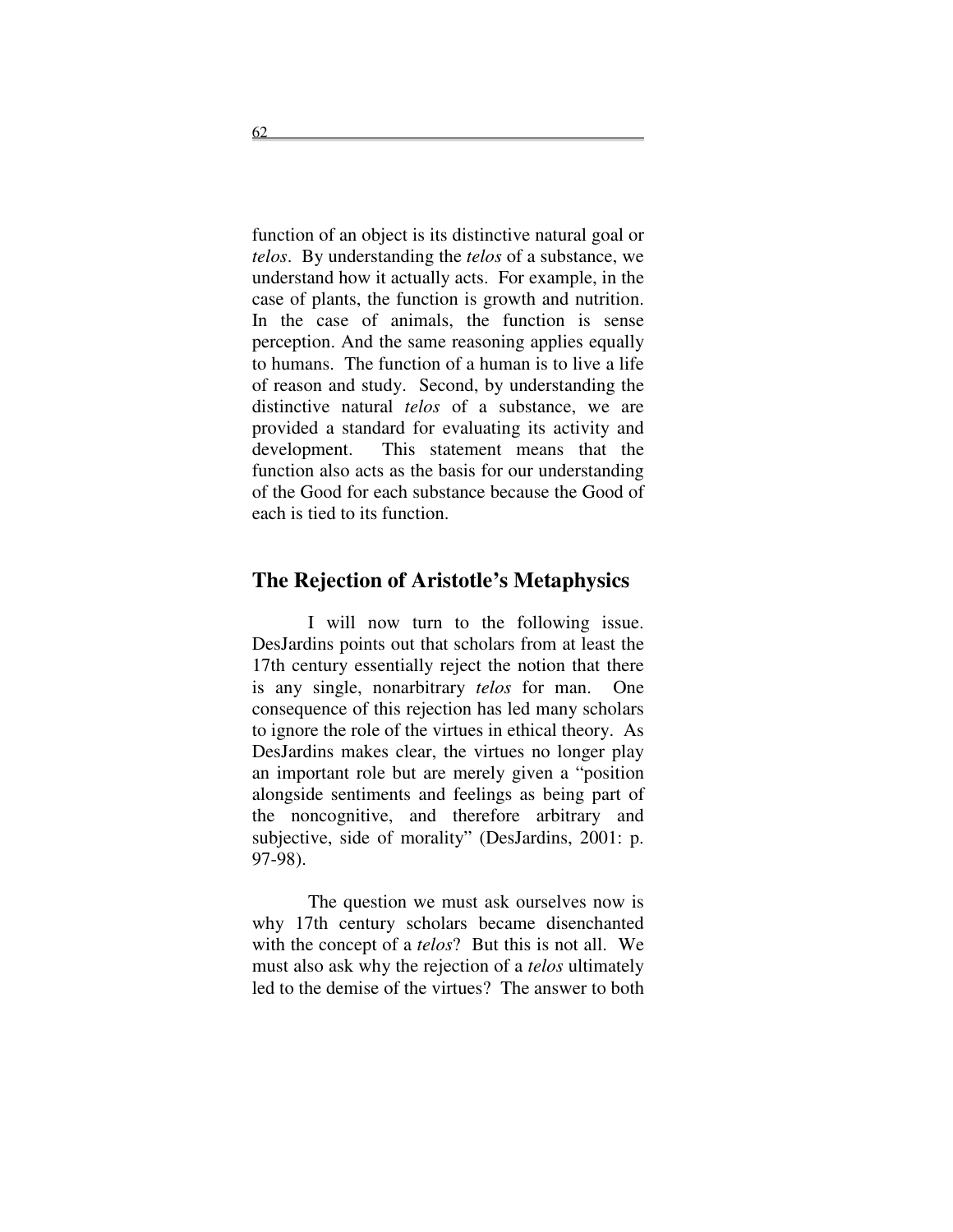function of an object is its distinctive natural goal or *telos*. By understanding the *telos* of a substance, we understand how it actually acts. For example, in the case of plants, the function is growth and nutrition. In the case of animals, the function is sense perception. And the same reasoning applies equally to humans. The function of a human is to live a life of reason and study. Second, by understanding the distinctive natural *telos* of a substance, we are provided a standard for evaluating its activity and development. This statement means that the function also acts as the basis for our understanding of the Good for each substance because the Good of each is tied to its function.

## The Rejection of Aristotle's Metaphysics

I will now turn to the following issue. DesJardins points out that scholars from at least the 17th century essentially reject the notion that there is any single, nonarbitrary *telos* for man. One consequence of this rejection has led many scholars to ignore the role of the virtues in ethical theory. As DesJardins makes clear, the virtues no longer play an important role but are merely given a "position alongside sentiments and feelings as being part of the noncognitive, and therefore arbitrary and subjective, side of morality" (DesJardins, 2001: p. 97-98).

The question we must ask ourselves now is why 17th century scholars became disenchanted with the concept of a *telos*? But this is not all. We must also ask why the rejection of a *telos* ultimately led to the demise of the virtues? The answer to both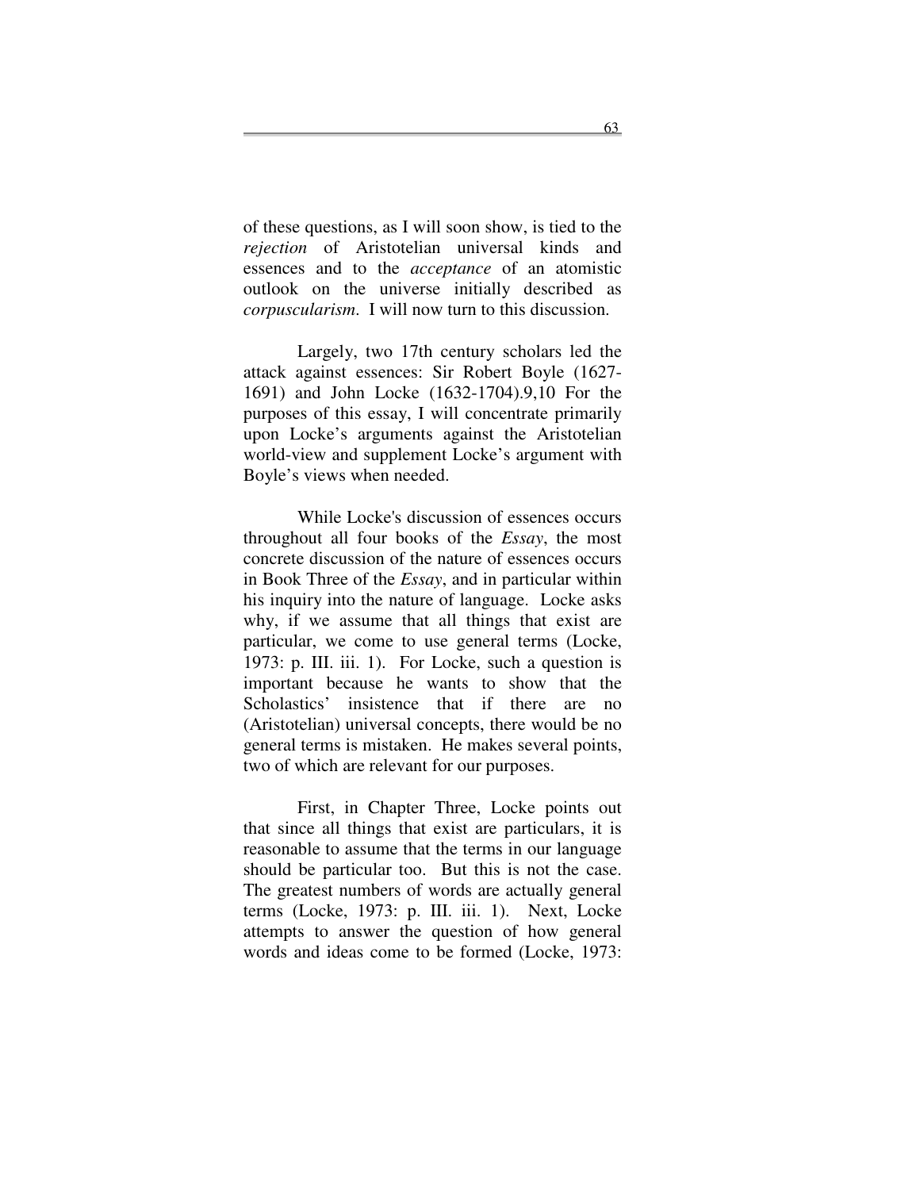of these questions, as I will soon show, is tied to the *rejection* of Aristotelian universal kinds and essences and to the *acceptance* of an atomistic outlook on the universe initially described as *corpuscularism*. I will now turn to this discussion.

Largely, two 17th century scholars led the attack against essences: Sir Robert Boyle (1627-1691) and John Locke (1632-1704).[9,10] For the purposes of this essay, I will concentrate primarily upon Locke's arguments against the Aristotelian world-view and supplement Locke's argument with Boyle's views when needed.

While Locke's discussion of essences occurs throughout all four books of the *Essay*, the most concrete discussion of the nature of essences occurs in Book Three of the *Essay*, and in particular within his inquiry into the nature of language. Locke asks why, if we assume that all things that exist are particular, we come to use general terms (Locke, 1973: p. III. iii. 1). For Locke, such a question is important because he wants to show that the Scholastics' insistence that if there are no (Aristotelian) universal concepts, there would be no general terms is mistaken. He makes several points, two of which are relevant for our purposes.

First, in Chapter Three, Locke points out that since all things that exist are particulars, it is reasonable to assume that the terms in our language should be particular too. But this is not the case. The greatest numbers of words are actually general terms (Locke, 1973: p. III. iii. 1). Next, Locke attempts to answer the question of how general words and ideas come to be formed (Locke, 1973: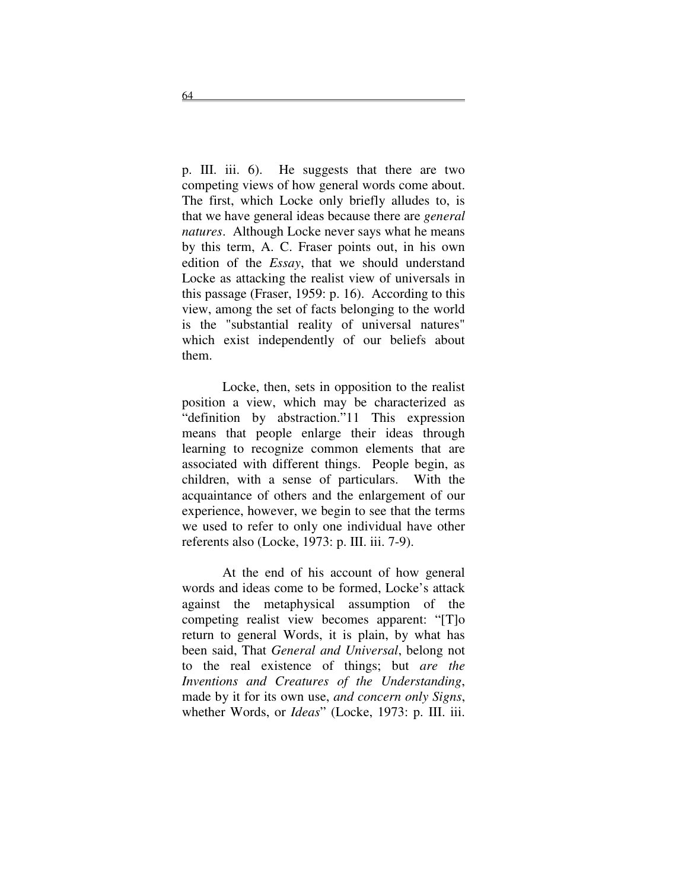p. III. iii. 6). He suggests that there are two competing views of how general words come about. The first, which Locke only briefly alludes to, is that we have general ideas because there are *general natures*. Although Locke never says what he means by this term, A. C. Fraser points out, in his own edition of the *Essay*, that we should understand Locke as attacking the realist view of universals in this passage (Fraser, 1959: p. 16). According to this view, among the set of facts belonging to the world is the "substantial reality of universal natures" which exist independently of our beliefs about them.

Locke, then, sets in opposition to the realist position a view, which may be characterized as "definition by abstraction."11 This expression means that people enlarge their ideas through learning to recognize common elements that are associated with different things. People begin, as children, with a sense of particulars. With the acquaintance of others and the enlargement of our experience, however, we begin to see that the terms we used to refer to only one individual have other referents also (Locke, 1973: p. III. iii. 7-9).

At the end of his account of how general words and ideas come to be formed, Locke's attack against the metaphysical assumption of the competing realist view becomes apparent: "[T]o return to general Words, it is plain, by what has been said, That *General and Universal*, belong not to the real existence of things; but *are the Inventions and Creatures of the Understanding*, made by it for its own use, *and concern only Signs*, whether Words, or *Ideas*" (Locke, 1973: p. III. iii.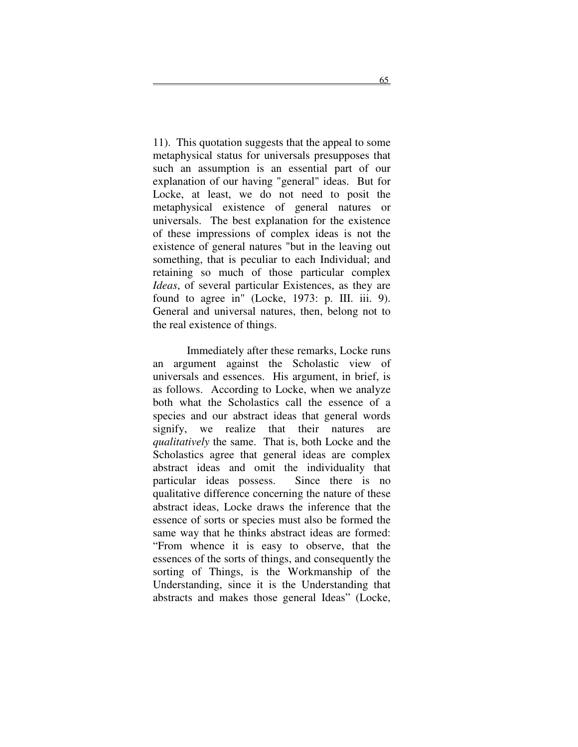11). This quotation suggests that the appeal to some metaphysical status for universals presupposes that such an assumption is an essential part of our explanation of our having "general" ideas. But for Locke, at least, we do not need to posit the metaphysical existence of general natures or universals. The best explanation for the existence of these impressions of complex ideas is not the existence of general natures "but in the leaving out something, that is peculiar to each Individual; and retaining so much of those particular complex *Ideas*, of several particular Existences, as they are found to agree in" (Locke, 1973: p. III. iii. 9). General and universal natures, then, belong not to the real existence of things.

Immediately after these remarks, Locke runs an argument against the Scholastic view of universals and essences. His argument, in brief, is as follows. According to Locke, when we analyze both what the Scholastics call the essence of a species and our abstract ideas that general words signify, we realize that their natures are *qualitatively* the same. That is, both Locke and the Scholastics agree that general ideas are complex abstract ideas and omit the individuality that particular ideas possess. Since there is no qualitative difference concerning the nature of these abstract ideas, Locke draws the inference that the essence of sorts or species must also be formed the same way that he thinks abstract ideas are formed: “From whence it is easy to observe, that the essences of the sorts of things, and consequently the sorting of Things, is the Workmanship of the Understanding, since it is the Understanding that abstracts and makes those general Ideas” (Locke,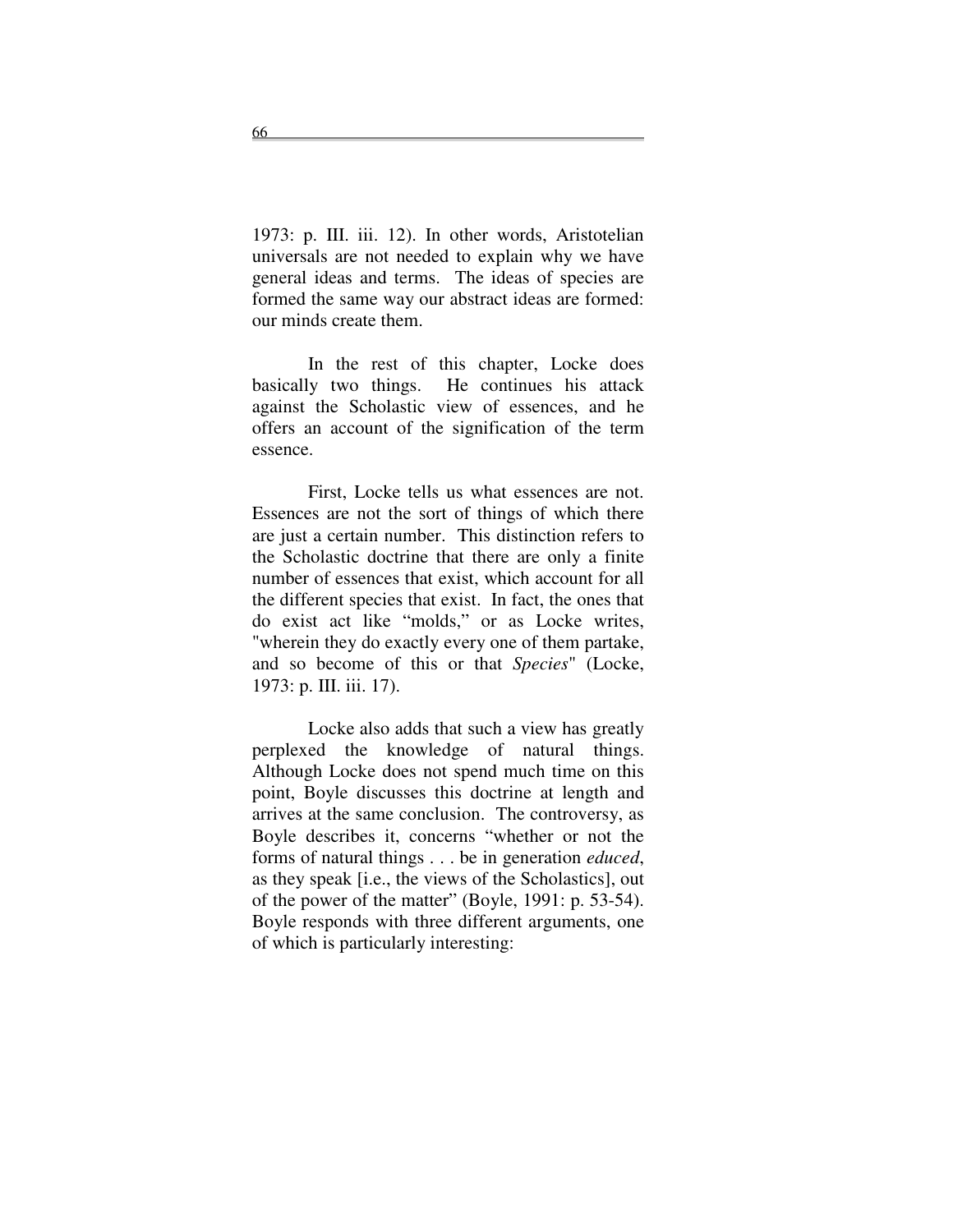1973: p. III. iii. 12). In other words, Aristotelian universals are not needed to explain why we have general ideas and terms. The ideas of species are formed the same way our abstract ideas are formed: our minds create them.

In the rest of this chapter, Locke does basically two things. He continues his attack against the Scholastic view of essences, and he offers an account of the signification of the term essence.

First, Locke tells us what essences are not. Essences are not the sort of things of which there are just a certain number. This distinction refers to the Scholastic doctrine that there are only a finite number of essences that exist, which account for all the different species that exist. In fact, the ones that do exist act like "molds," or as Locke writes, "wherein they do exactly every one of them partake, and so become of this or that *Species*" (Locke, 1973: p. III. iii. 17).

Locke also adds that such a view has greatly perplexed the knowledge of natural things. Although Locke does not spend much time on this point, Boyle discusses this doctrine at length and arrives at the same conclusion. The controversy, as Boyle describes it, concerns "whether or not the forms of natural things . . . be in generation *educed*, as they speak [i.e., the views of the Scholastics], out of the power of the matter" (Boyle, 1991: p. 53-54). Boyle responds with three different arguments, one of which is particularly interesting: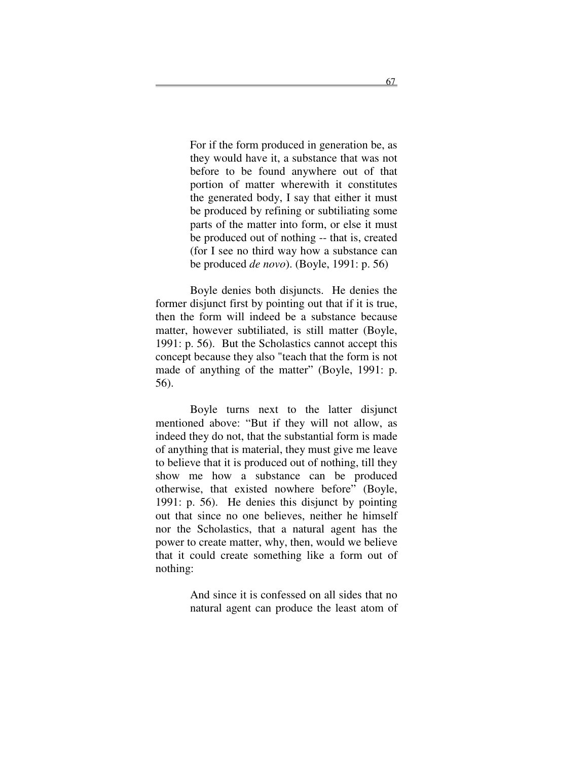> For if the form produced in generation be, as they would have it, a substance that was not before to be found anywhere out of that portion of matter wherewith it constitutes the generated body, I say that either it must be produced by refining or subtiliating some parts of the matter into form, or else it must be produced out of nothing -- that is, created (for I see no third way how a substance can be produced *de novo*). (Boyle, 1991: p. 56)

Boyle denies both disjuncts. He denies the former disjunct first by pointing out that if it is true, then the form will indeed be a substance because matter, however subtiliated, is still matter (Boyle, 1991: p. 56). But the Scholastics cannot accept this concept because they also "teach that the form is not made of anything of the matter" (Boyle, 1991: p. 56).

Boyle turns next to the latter disjunct mentioned above: "But if they will not allow, as indeed they do not, that the substantial form is made of anything that is material, they must give me leave to believe that it is produced out of nothing, till they show me how a substance can be produced otherwise, that existed nowhere before" (Boyle, 1991: p. 56). He denies this disjunct by pointing out that since no one believes, neither he himself nor the Scholastics, that a natural agent has the power to create matter, why, then, would we believe that it could create something like a form out of nothing:

> And since it is confessed on all sides that no natural agent can produce the least atom of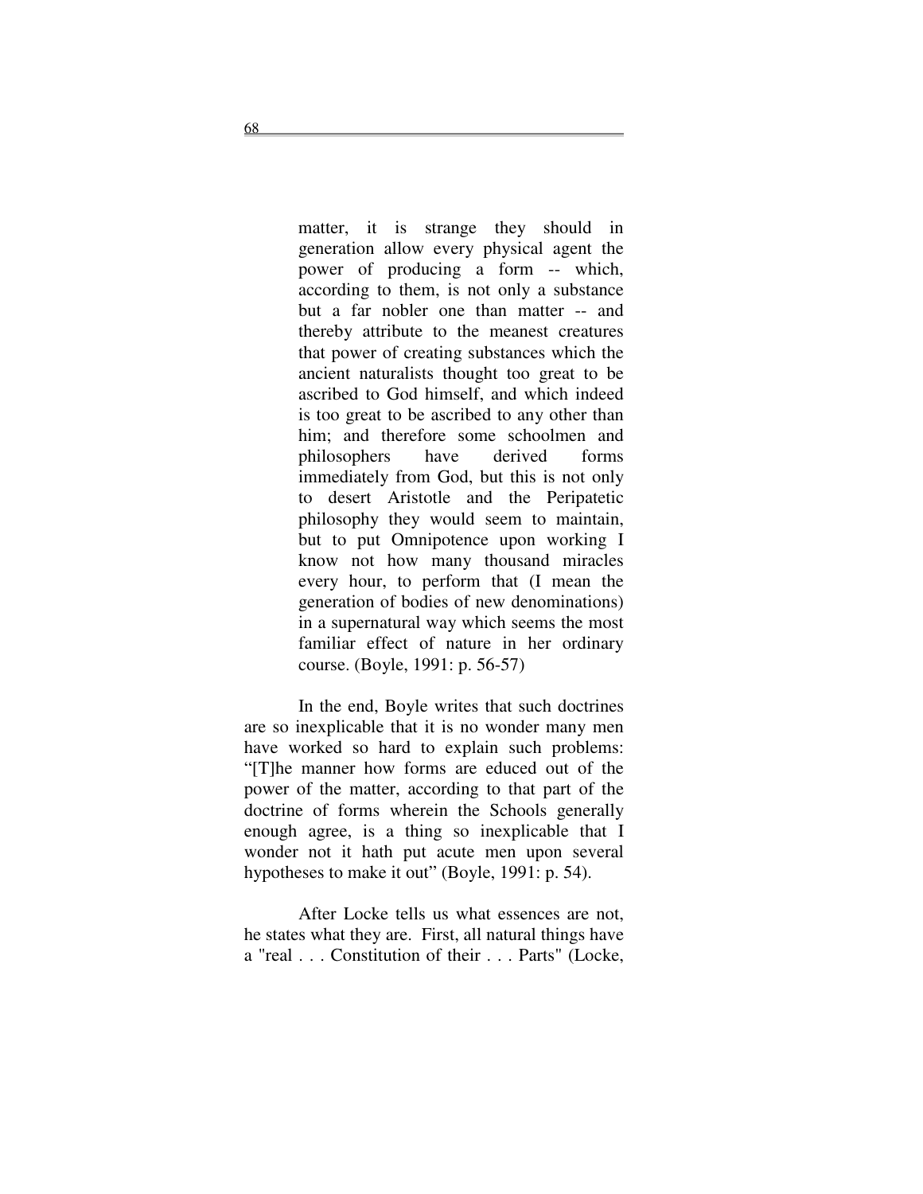> matter, it is strange they should in generation allow every physical agent the power of producing a form -- which, according to them, is not only a substance but a far nobler one than matter -- and thereby attribute to the meanest creatures that power of creating substances which the ancient naturalists thought too great to be ascribed to God himself, and which indeed is too great to be ascribed to any other than him; and therefore some schoolmen and philosophers have derived forms immediately from God, but this is not only to desert Aristotle and the Peripatetic philosophy they would seem to maintain, but to put Omnipotence upon working I know not how many thousand miracles every hour, to perform that (I mean the generation of bodies of new denominations) in a supernatural way which seems the most familiar effect of nature in her ordinary course. (Boyle, 1991: p. 56-57)

In the end, Boyle writes that such doctrines are so inexplicable that it is no wonder many men have worked so hard to explain such problems: "[T]he manner how forms are educed out of the power of the matter, according to that part of the doctrine of forms wherein the Schools generally enough agree, is a thing so inexplicable that I wonder not it hath put acute men upon several hypotheses to make it out" (Boyle, 1991: p. 54).

After Locke tells us what essences are not, he states what they are. First, all natural things have a "real . . . Constitution of their . . . Parts" (Locke,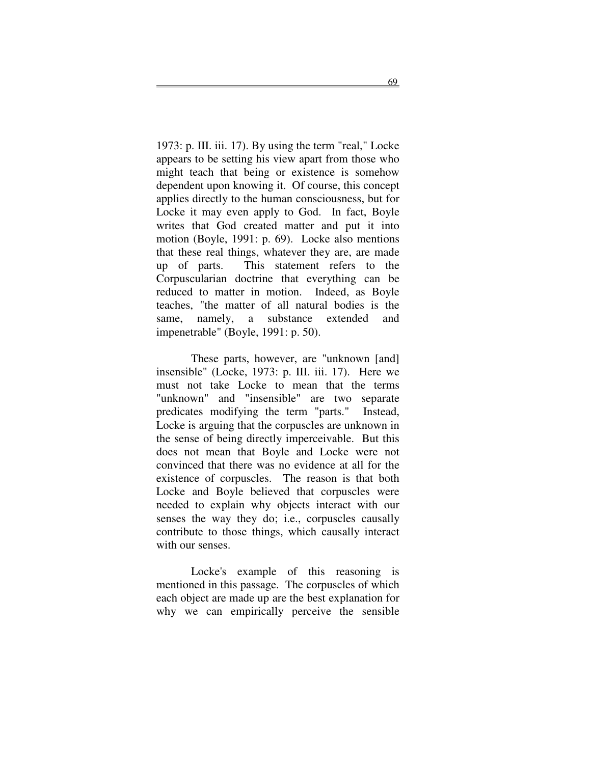1973: p. III. iii. 17). By using the term "real," Locke appears to be setting his view apart from those who might teach that being or existence is somehow dependent upon knowing it. Of course, this concept applies directly to the human consciousness, but for Locke it may even apply to God. In fact, Boyle writes that God created matter and put it into motion (Boyle, 1991: p. 69). Locke also mentions that these real things, whatever they are, are made up of parts. This statement refers to the Corpuscularian doctrine that everything can be reduced to matter in motion. Indeed, as Boyle teaches, "the matter of all natural bodies is the same, namely, a substance extended and impenetrable" (Boyle, 1991: p. 50).

These parts, however, are "unknown [and] insensible" (Locke, 1973: p. III. iii. 17). Here we must not take Locke to mean that the terms "unknown" and "insensible" are two separate predicates modifying the term "parts." Instead, Locke is arguing that the corpuscles are unknown in the sense of being directly imperceivable. But this does not mean that Boyle and Locke were not convinced that there was no evidence at all for the existence of corpuscles. The reason is that both Locke and Boyle believed that corpuscles were needed to explain why objects interact with our senses the way they do; i.e., corpuscles causally contribute to those things, which causally interact with our senses.

Locke's example of this reasoning is mentioned in this passage. The corpuscles of which each object are made up are the best explanation for why we can empirically perceive the sensible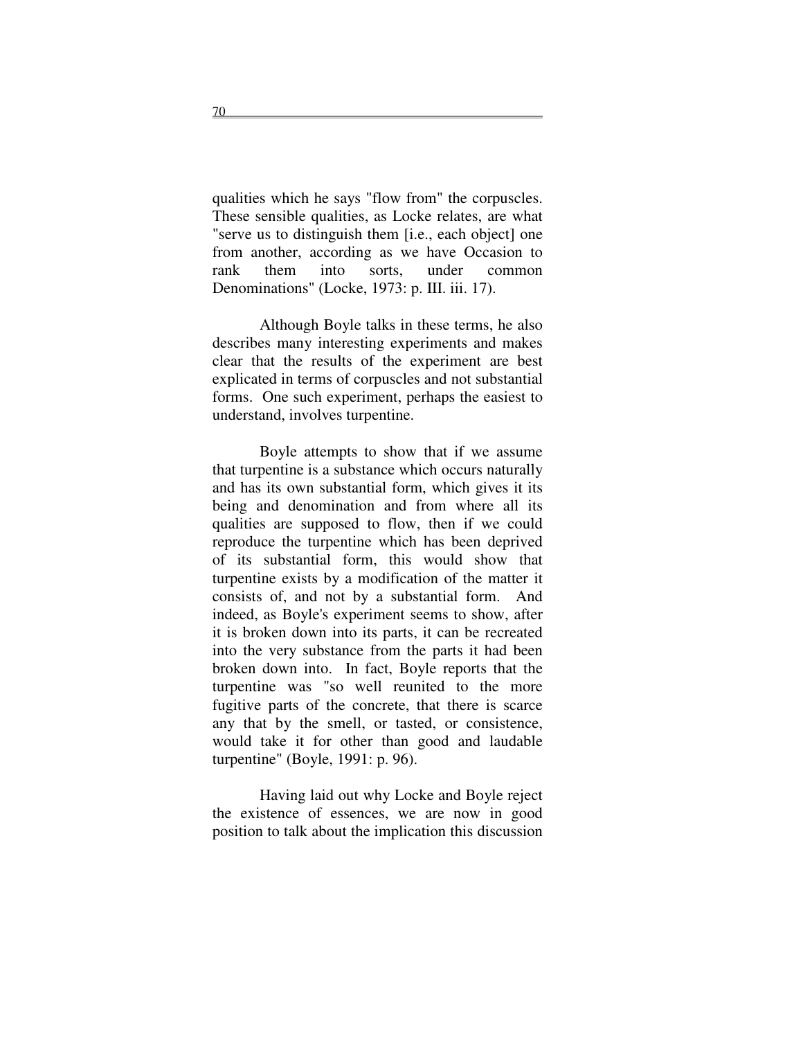qualities which he says "flow from" the corpuscles. These sensible qualities, as Locke relates, are what "serve us to distinguish them [i.e., each object] one from another, according as we have Occasion to rank them into sorts, under common Denominations" (Locke, 1973: p. III. iii. 17).

Although Boyle talks in these terms, he also describes many interesting experiments and makes clear that the results of the experiment are best explicated in terms of corpuscles and not substantial forms. One such experiment, perhaps the easiest to understand, involves turpentine.

Boyle attempts to show that if we assume that turpentine is a substance which occurs naturally and has its own substantial form, which gives it its being and denomination and from where all its qualities are supposed to flow, then if we could reproduce the turpentine which has been deprived of its substantial form, this would show that turpentine exists by a modification of the matter it consists of, and not by a substantial form. And indeed, as Boyle's experiment seems to show, after it is broken down into its parts, it can be recreated into the very substance from the parts it had been broken down into. In fact, Boyle reports that the turpentine was "so well reunited to the more fugitive parts of the concrete, that there is scarce any that by the smell, or tasted, or consistence, would take it for other than good and laudable turpentine" (Boyle, 1991: p. 96).

Having laid out why Locke and Boyle reject the existence of essences, we are now in good position to talk about the implication this discussion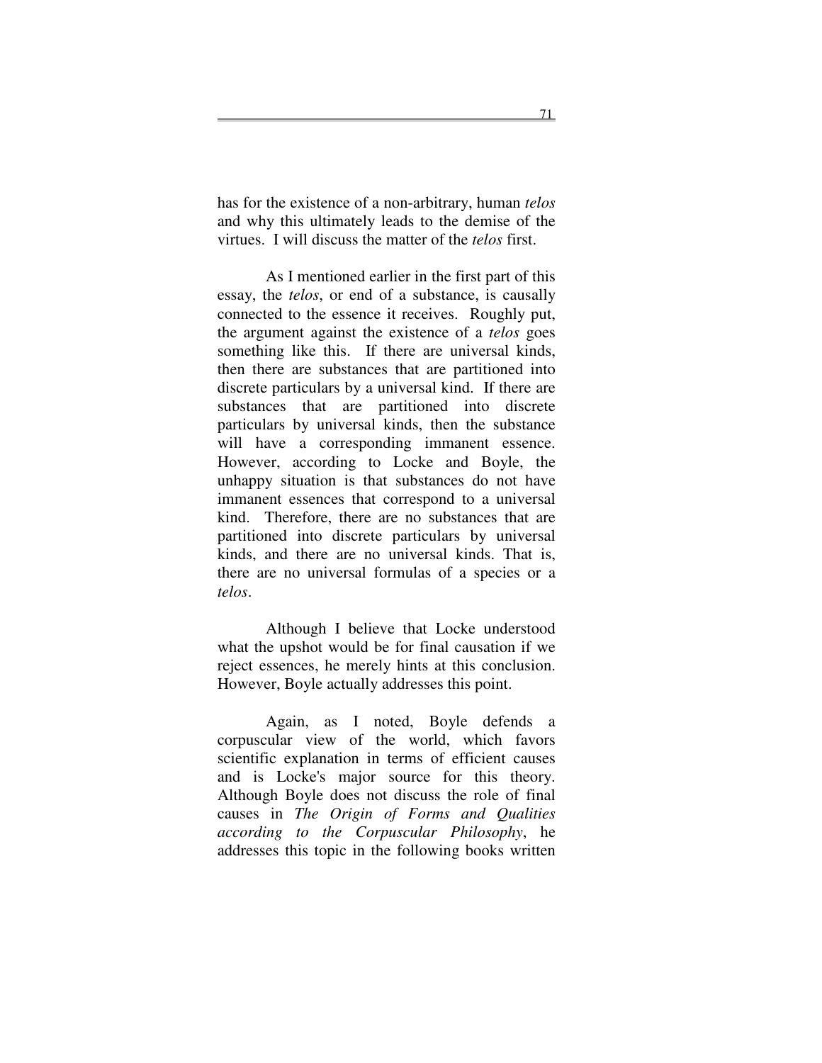has for the existence of a non-arbitrary, human *telos* and why this ultimately leads to the demise of the virtues. I will discuss the matter of the *telos* first.

As I mentioned earlier in the first part of this essay, the *telos*, or end of a substance, is causally connected to the essence it receives. Roughly put, the argument against the existence of a *telos* goes something like this. If there are universal kinds, then there are substances that are partitioned into discrete particulars by a universal kind. If there are substances that are partitioned into discrete particulars by universal kinds, then the substance will have a corresponding immanent essence. However, according to Locke and Boyle, the unhappy situation is that substances do not have immanent essences that correspond to a universal kind. Therefore, there are no substances that are partitioned into discrete particulars by universal kinds, and there are no universal kinds. That is, there are no universal formulas of a species or a *telos*.

Although I believe that Locke understood what the upshot would be for final causation if we reject essences, he merely hints at this conclusion. However, Boyle actually addresses this point.

Again, as I noted, Boyle defends a corpuscular view of the world, which favors scientific explanation in terms of efficient causes and is Locke's major source for this theory. Although Boyle does not discuss the role of final causes in *The Origin of Forms and Qualities according to the Corpuscular Philosophy*, he addresses this topic in the following books written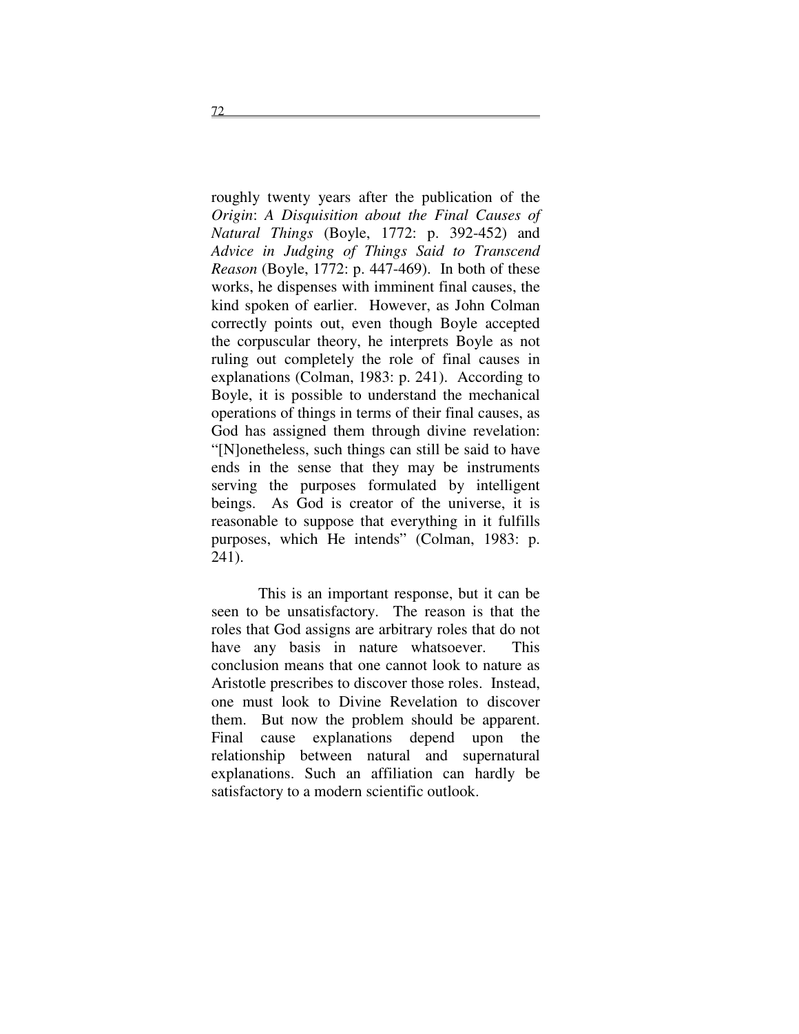roughly twenty years after the publication of the *Origin*: *A Disquisition about the Final Causes of Natural Things* (Boyle, 1772: p. 392-452) and *Advice in Judging of Things Said to Transcend Reason* (Boyle, 1772: p. 447-469). In both of these works, he dispenses with imminent final causes, the kind spoken of earlier. However, as John Colman correctly points out, even though Boyle accepted the corpuscular theory, he interprets Boyle as not ruling out completely the role of final causes in explanations (Colman, 1983: p. 241). According to Boyle, it is possible to understand the mechanical operations of things in terms of their final causes, as God has assigned them through divine revelation: "[N]onetheless, such things can still be said to have ends in the sense that they may be instruments serving the purposes formulated by intelligent beings. As God is creator of the universe, it is reasonable to suppose that everything in it fulfills purposes, which He intends" (Colman, 1983: p. 241).

This is an important response, but it can be seen to be unsatisfactory. The reason is that the roles that God assigns are arbitrary roles that do not have any basis in nature whatsoever. This conclusion means that one cannot look to nature as Aristotle prescribes to discover those roles. Instead, one must look to Divine Revelation to discover them. But now the problem should be apparent. Final cause explanations depend upon the relationship between natural and supernatural explanations. Such an affiliation can hardly be satisfactory to a modern scientific outlook.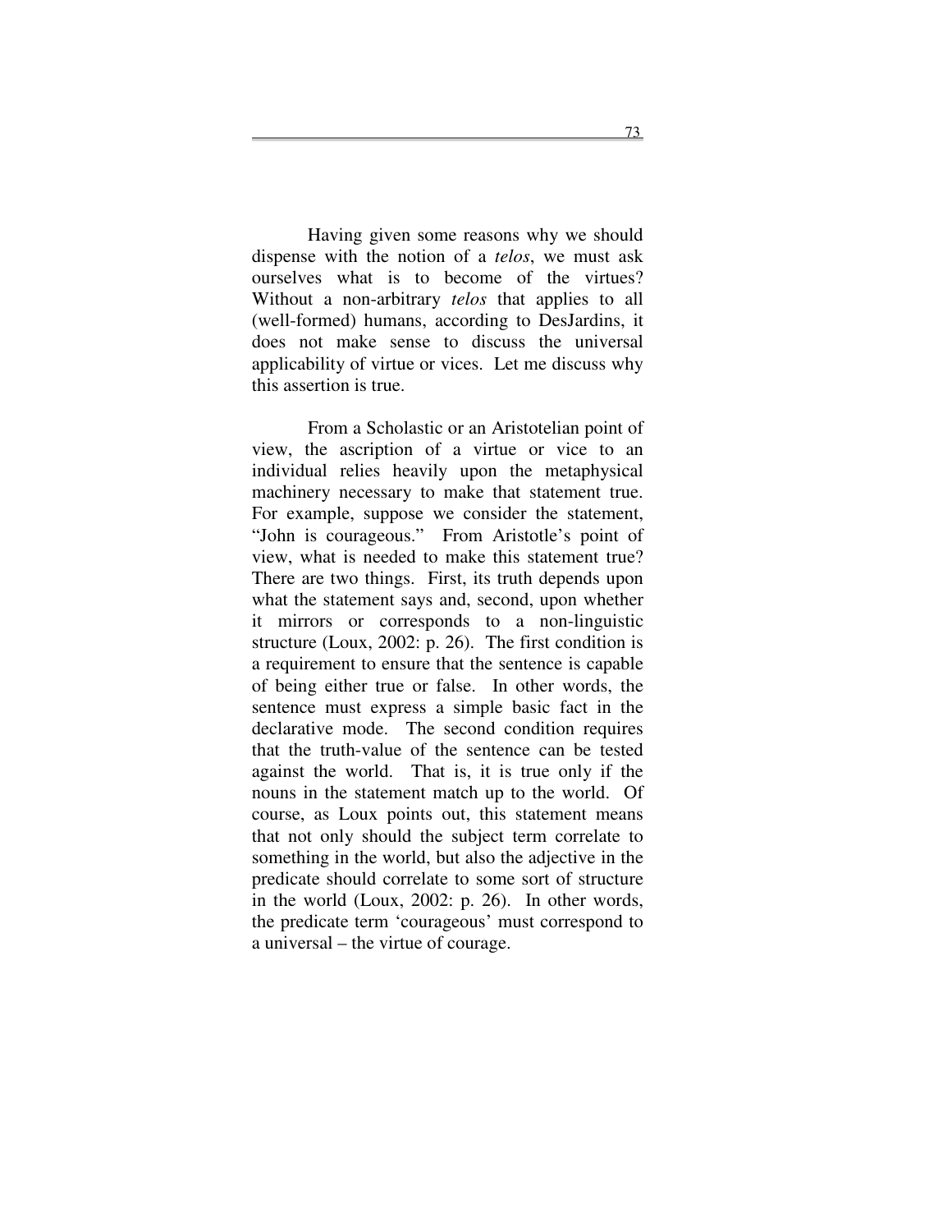Having given some reasons why we should dispense with the notion of a *telos*, we must ask ourselves what is to become of the virtues? Without a non-arbitrary *telos* that applies to all (well-formed) humans, according to DesJardins, it does not make sense to discuss the universal applicability of virtue or vices. Let me discuss why this assertion is true.

From a Scholastic or an Aristotelian point of view, the ascription of a virtue or vice to an individual relies heavily upon the metaphysical machinery necessary to make that statement true. For example, suppose we consider the statement, "John is courageous." From Aristotle's point of view, what is needed to make this statement true? There are two things. First, its truth depends upon what the statement says and, second, upon whether it mirrors or corresponds to a non-linguistic structure (Loux, 2002: p. 26). The first condition is a requirement to ensure that the sentence is capable of being either true or false. In other words, the sentence must express a simple basic fact in the declarative mode. The second condition requires that the truth-value of the sentence can be tested against the world. That is, it is true only if the nouns in the statement match up to the world. Of course, as Loux points out, this statement means that not only should the subject term correlate to something in the world, but also the adjective in the predicate should correlate to some sort of structure in the world (Loux, 2002: p. 26). In other words, the predicate term 'courageous' must correspond to a universal – the virtue of courage.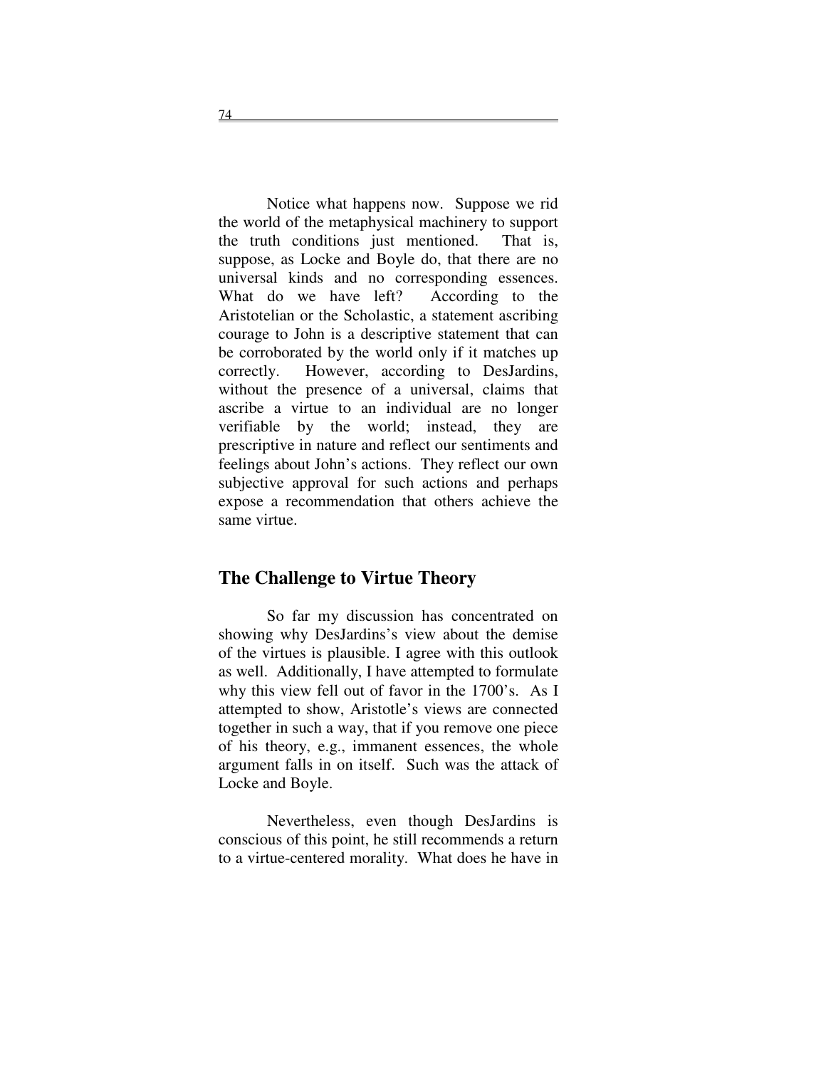Notice what happens now. Suppose we rid the world of the metaphysical machinery to support the truth conditions just mentioned. That is, suppose, as Locke and Boyle do, that there are no universal kinds and no corresponding essences. What do we have left? According to the Aristotelian or the Scholastic, a statement ascribing courage to John is a descriptive statement that can be corroborated by the world only if it matches up correctly. However, according to DesJardins, without the presence of a universal, claims that ascribe a virtue to an individual are no longer verifiable by the world; instead, they are prescriptive in nature and reflect our sentiments and feelings about John's actions. They reflect our own subjective approval for such actions and perhaps expose a recommendation that others achieve the same virtue.

## The Challenge to Virtue Theory

So far my discussion has concentrated on showing why DesJardins's view about the demise of the virtues is plausible. I agree with this outlook as well. Additionally, I have attempted to formulate why this view fell out of favor in the 1700's. As I attempted to show, Aristotle's views are connected together in such a way, that if you remove one piece of his theory, e.g., immanent essences, the whole argument falls in on itself. Such was the attack of Locke and Boyle.

Nevertheless, even though DesJardins is conscious of this point, he still recommends a return to a virtue-centered morality. What does he have in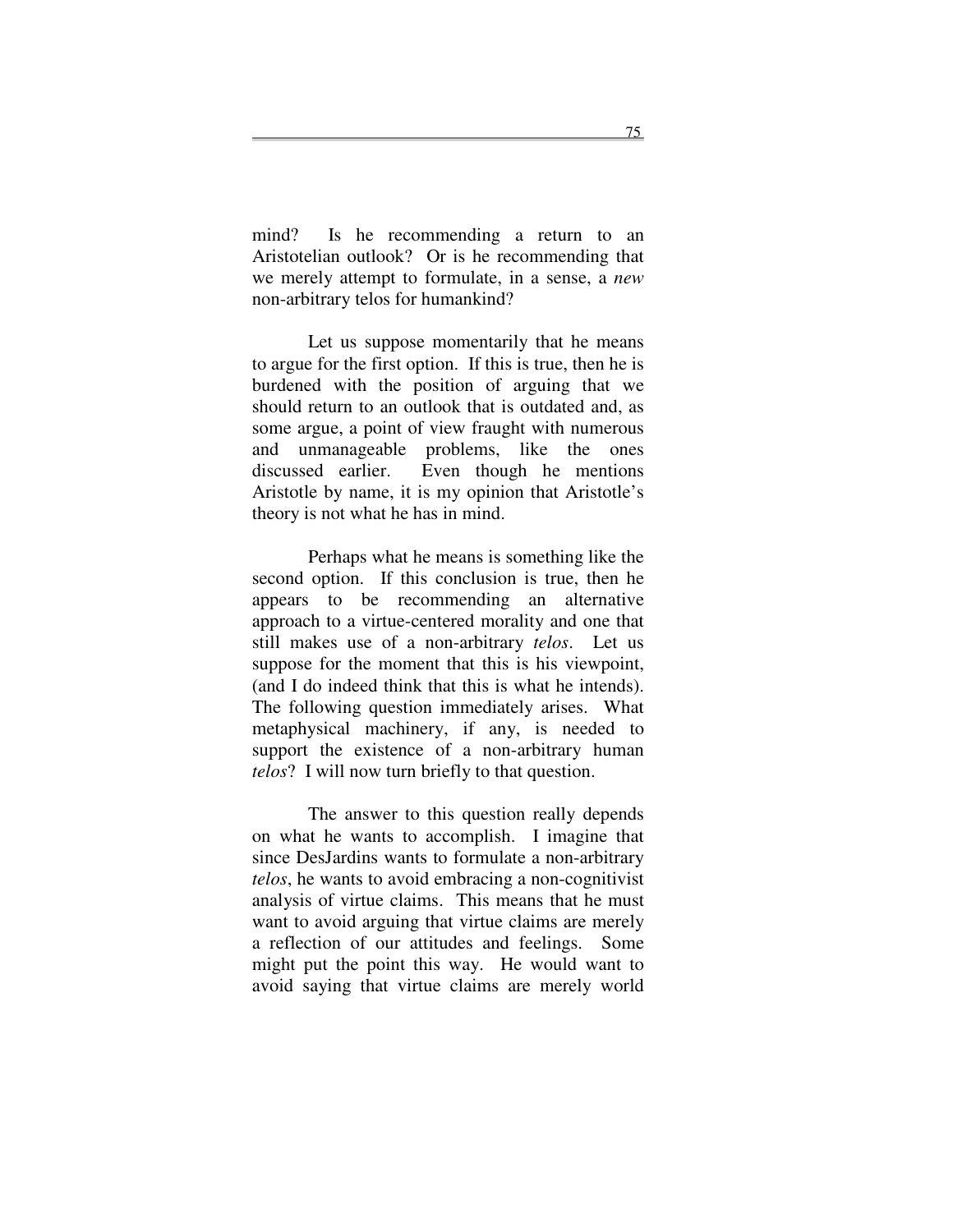mind? Is he recommending a return to an Aristotelian outlook? Or is he recommending that we merely attempt to formulate, in a sense, a *new* non-arbitrary telos for humankind?

Let us suppose momentarily that he means to argue for the first option. If this is true, then he is burdened with the position of arguing that we should return to an outlook that is outdated and, as some argue, a point of view fraught with numerous and unmanageable problems, like the ones discussed earlier. Even though he mentions Aristotle by name, it is my opinion that Aristotle's theory is not what he has in mind.

Perhaps what he means is something like the second option. If this conclusion is true, then he appears to be recommending an alternative approach to a virtue-centered morality and one that still makes use of a non-arbitrary *telos*. Let us suppose for the moment that this is his viewpoint, (and I do indeed think that this is what he intends). The following question immediately arises. What metaphysical machinery, if any, is needed to support the existence of a non-arbitrary human *telos*? I will now turn briefly to that question.

The answer to this question really depends on what he wants to accomplish. I imagine that since DesJardins wants to formulate a non-arbitrary *telos*, he wants to avoid embracing a non-cognitivist analysis of virtue claims. This means that he must want to avoid arguing that virtue claims are merely a reflection of our attitudes and feelings. Some might put the point this way. He would want to avoid saying that virtue claims are merely world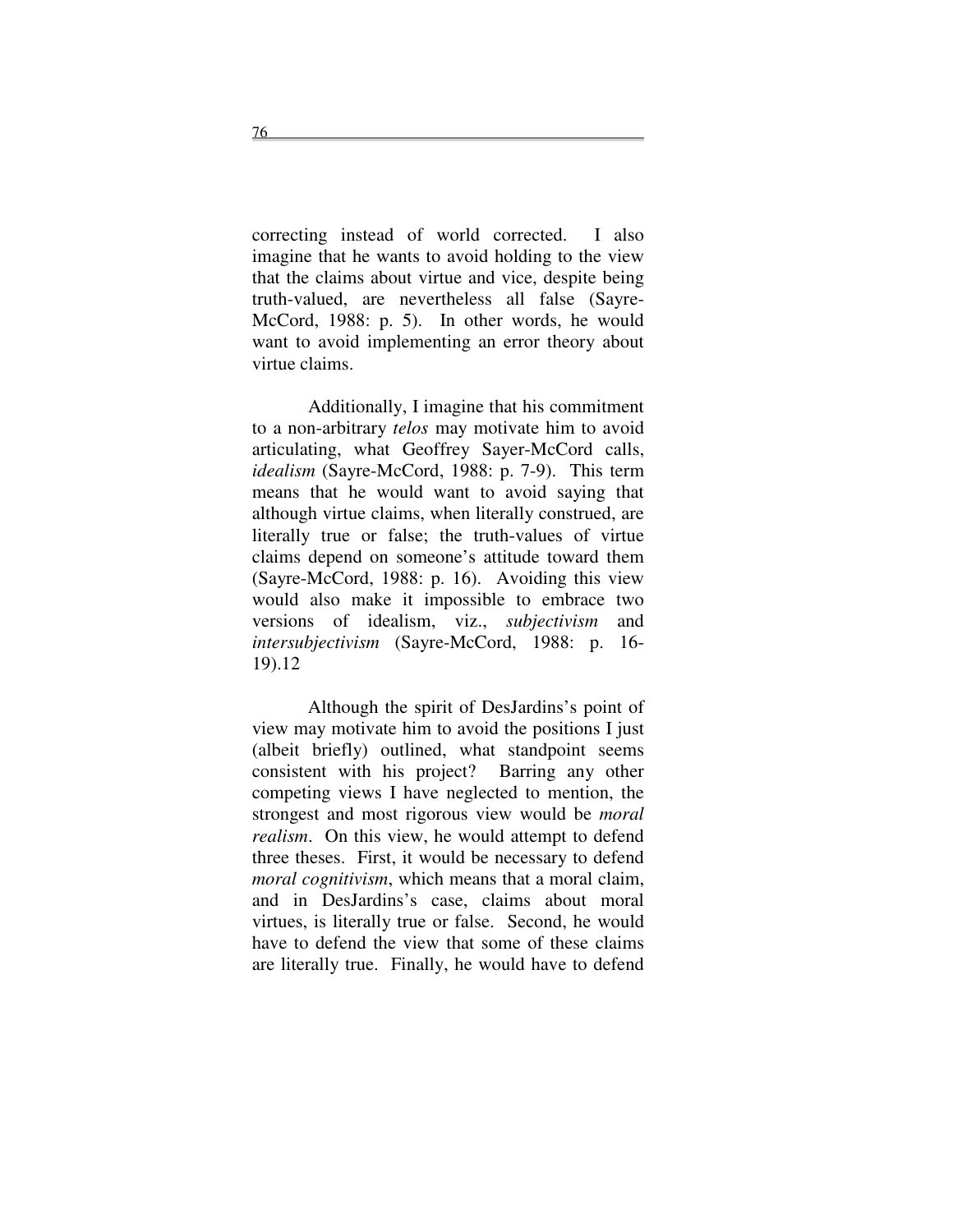correcting instead of world corrected. I also imagine that he wants to avoid holding to the view that the claims about virtue and vice, despite being truth-valued, are nevertheless all false (Sayre-McCord, 1988: p. 5). In other words, he would want to avoid implementing an error theory about virtue claims.

Additionally, I imagine that his commitment to a non-arbitrary *telos* may motivate him to avoid articulating, what Geoffrey Sayer-McCord calls, *idealism* (Sayre-McCord, 1988: p. 7-9). This term means that he would want to avoid saying that although virtue claims, when literally construed, are literally true or false; the truth-values of virtue claims depend on someone's attitude toward them (Sayre-McCord, 1988: p. 16). Avoiding this view would also make it impossible to embrace two versions of idealism, viz., *subjectivism* and *intersubjectivism* (Sayre-McCord, 1988: p. 16-19).12

Although the spirit of DesJardins's point of view may motivate him to avoid the positions I just (albeit briefly) outlined, what standpoint seems consistent with his project? Barring any other competing views I have neglected to mention, the strongest and most rigorous view would be *moral realism*. On this view, he would attempt to defend three theses. First, it would be necessary to defend *moral cognitivism*, which means that a moral claim, and in DesJardins's case, claims about moral virtues, is literally true or false. Second, he would have to defend the view that some of these claims are literally true. Finally, he would have to defend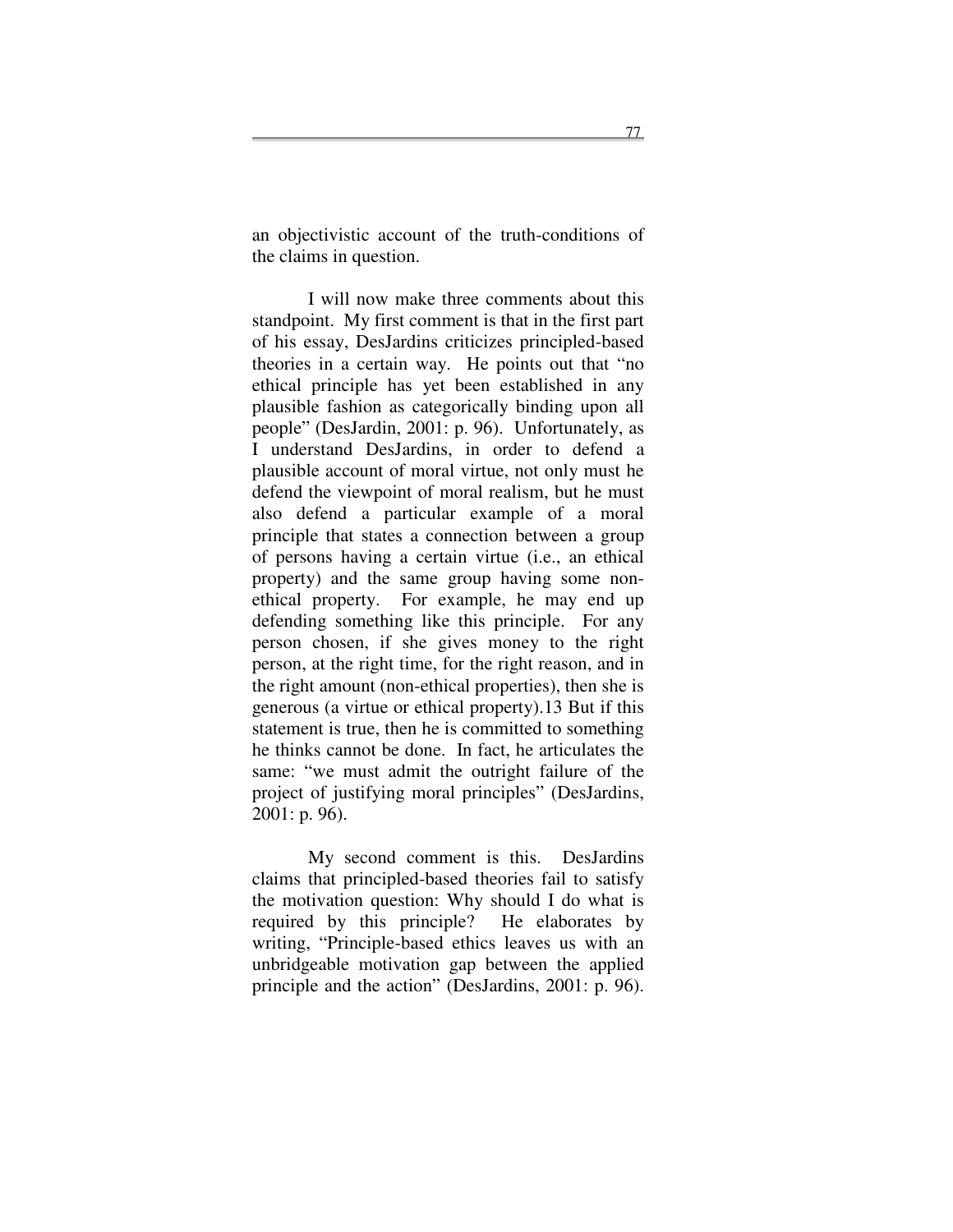an objectivistic account of the truth-conditions of the claims in question.

I will now make three comments about this standpoint. My first comment is that in the first part of his essay, DesJardins criticizes principled-based theories in a certain way. He points out that "no ethical principle has yet been established in any plausible fashion as categorically binding upon all people" (DesJardin, 2001: p. 96). Unfortunately, as I understand DesJardins, in order to defend a plausible account of moral virtue, not only must he defend the viewpoint of moral realism, but he must also defend a particular example of a moral principle that states a connection between a group of persons having a certain virtue (i.e., an ethical property) and the same group having some non-ethical property. For example, he may end up defending something like this principle. For any person chosen, if she gives money to the right person, at the right time, for the right reason, and in the right amount (non-ethical properties), then she is generous (a virtue or ethical property).13 But if this statement is true, then he is committed to something he thinks cannot be done. In fact, he articulates the same: "we must admit the outright failure of the project of justifying moral principles" (DesJardins, 2001: p. 96).

My second comment is this. DesJardins claims that principled-based theories fail to satisfy the motivation question: Why should I do what is required by this principle? He elaborates by writing, "Principle-based ethics leaves us with an unbridgeable motivation gap between the applied principle and the action" (DesJardins, 2001: p. 96).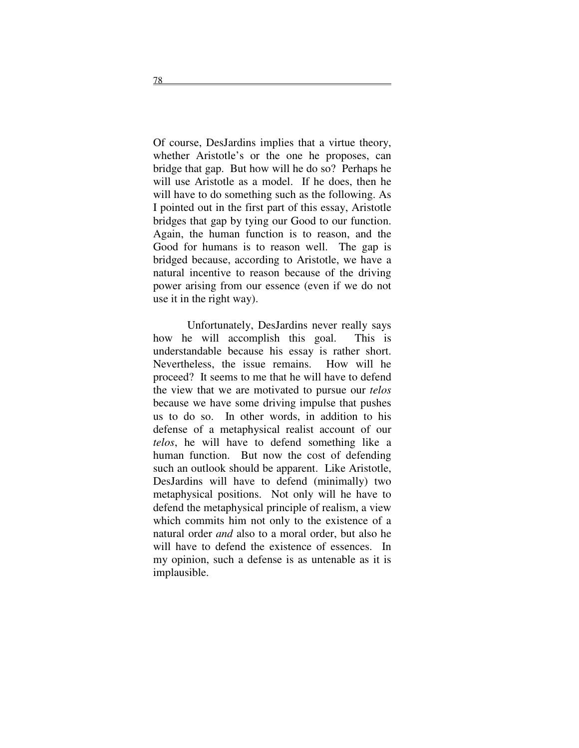Of course, DesJardins implies that a virtue theory, whether Aristotle's or the one he proposes, can bridge that gap. But how will he do so? Perhaps he will use Aristotle as a model. If he does, then he will have to do something such as the following. As I pointed out in the first part of this essay, Aristotle bridges that gap by tying our Good to our function. Again, the human function is to reason, and the Good for humans is to reason well. The gap is bridged because, according to Aristotle, we have a natural incentive to reason because of the driving power arising from our essence (even if we do not use it in the right way).

Unfortunately, DesJardins never really says how he will accomplish this goal. This is understandable because his essay is rather short. Nevertheless, the issue remains. How will he proceed? It seems to me that he will have to defend the view that we are motivated to pursue our *telos* because we have some driving impulse that pushes us to do so. In other words, in addition to his defense of a metaphysical realist account of our *telos*, he will have to defend something like a human function. But now the cost of defending such an outlook should be apparent. Like Aristotle, DesJardins will have to defend (minimally) two metaphysical positions. Not only will he have to defend the metaphysical principle of realism, a view which commits him not only to the existence of a natural order *and* also to a moral order, but also he will have to defend the existence of essences. In my opinion, such a defense is as untenable as it is implausible.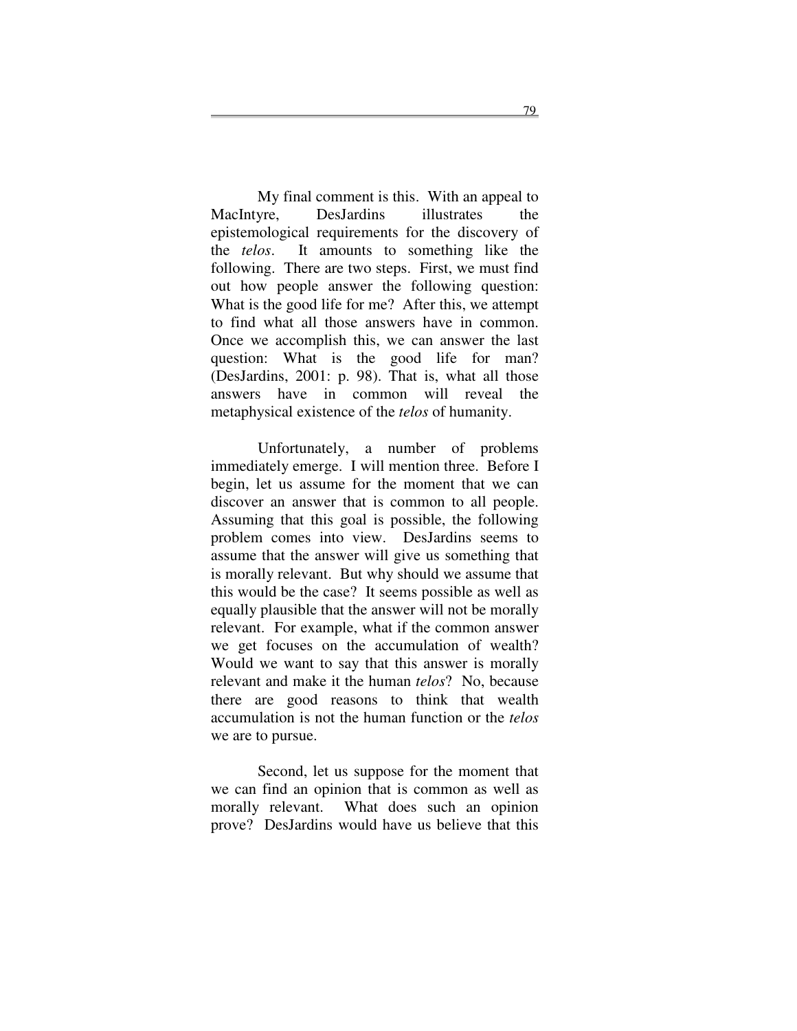My final comment is this. With an appeal to MacIntyre, DesJardins illustrates the epistemological requirements for the discovery of the *telos*. It amounts to something like the following. There are two steps. First, we must find out how people answer the following question: What is the good life for me? After this, we attempt to find what all those answers have in common. Once we accomplish this, we can answer the last question: What is the good life for man? (DesJardins, 2001: p. 98). That is, what all those answers have in common will reveal the metaphysical existence of the *telos* of humanity.

Unfortunately, a number of problems immediately emerge. I will mention three. Before I begin, let us assume for the moment that we can discover an answer that is common to all people. Assuming that this goal is possible, the following problem comes into view. DesJardins seems to assume that the answer will give us something that is morally relevant. But why should we assume that this would be the case? It seems possible as well as equally plausible that the answer will not be morally relevant. For example, what if the common answer we get focuses on the accumulation of wealth? Would we want to say that this answer is morally relevant and make it the human *telos*? No, because there are good reasons to think that wealth accumulation is not the human function or the *telos* we are to pursue.

Second, let us suppose for the moment that we can find an opinion that is common as well as morally relevant. What does such an opinion prove? DesJardins would have us believe that this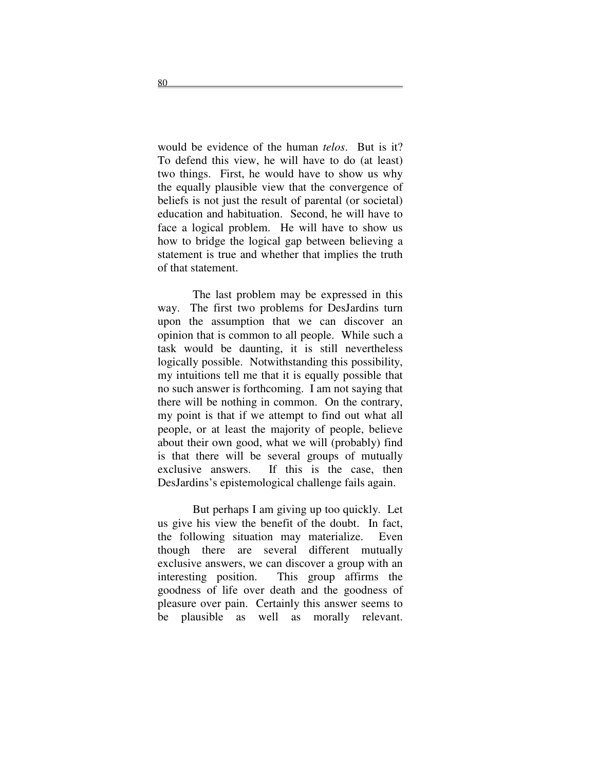would be evidence of the human *telos*. But is it? To defend this view, he will have to do (at least) two things. First, he would have to show us why the equally plausible view that the convergence of beliefs is not just the result of parental (or societal) education and habituation. Second, he will have to face a logical problem. He will have to show us how to bridge the logical gap between believing a statement is true and whether that implies the truth of that statement.

The last problem may be expressed in this way. The first two problems for DesJardins turn upon the assumption that we can discover an opinion that is common to all people. While such a task would be daunting, it is still nevertheless logically possible. Notwithstanding this possibility, my intuitions tell me that it is equally possible that no such answer is forthcoming. I am not saying that there will be nothing in common. On the contrary, my point is that if we attempt to find out what all people, or at least the majority of people, believe about their own good, what we will (probably) find is that there will be several groups of mutually exclusive answers. If this is the case, then DesJardins's epistemological challenge fails again.

But perhaps I am giving up too quickly. Let us give his view the benefit of the doubt. In fact, the following situation may materialize. Even though there are several different mutually exclusive answers, we can discover a group with an interesting position. This group affirms the goodness of life over death and the goodness of pleasure over pain. Certainly this answer seems to be plausible as well as morally relevant.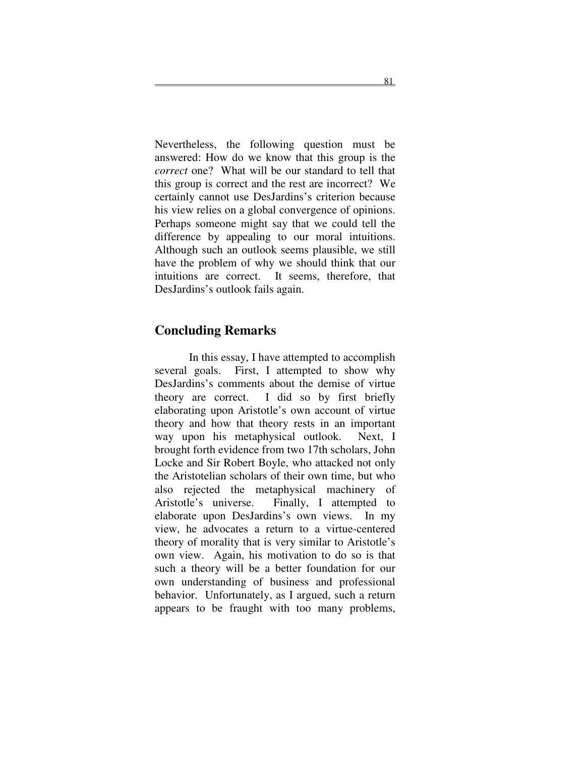Nevertheless, the following question must be answered: How do we know that this group is the *correct* one? What will be our standard to tell that this group is correct and the rest are incorrect? We certainly cannot use DesJardins's criterion because his view relies on a global convergence of opinions. Perhaps someone might say that we could tell the difference by appealing to our moral intuitions. Although such an outlook seems plausible, we still have the problem of why we should think that our intuitions are correct. It seems, therefore, that DesJardins's outlook fails again.

## Concluding Remarks

In this essay, I have attempted to accomplish several goals. First, I attempted to show why DesJardins's comments about the demise of virtue theory are correct. I did so by first briefly elaborating upon Aristotle's own account of virtue theory and how that theory rests in an important way upon his metaphysical outlook. Next, I brought forth evidence from two 17th scholars, John Locke and Sir Robert Boyle, who attacked not only the Aristotelian scholars of their own time, but who also rejected the metaphysical machinery of Aristotle's universe. Finally, I attempted to elaborate upon DesJardins's own views. In my view, he advocates a return to a virtue-centered theory of morality that is very similar to Aristotle's own view. Again, his motivation to do so is that such a theory will be a better foundation for our own understanding of business and professional behavior. Unfortunately, as I argued, such a return appears to be fraught with too many problems,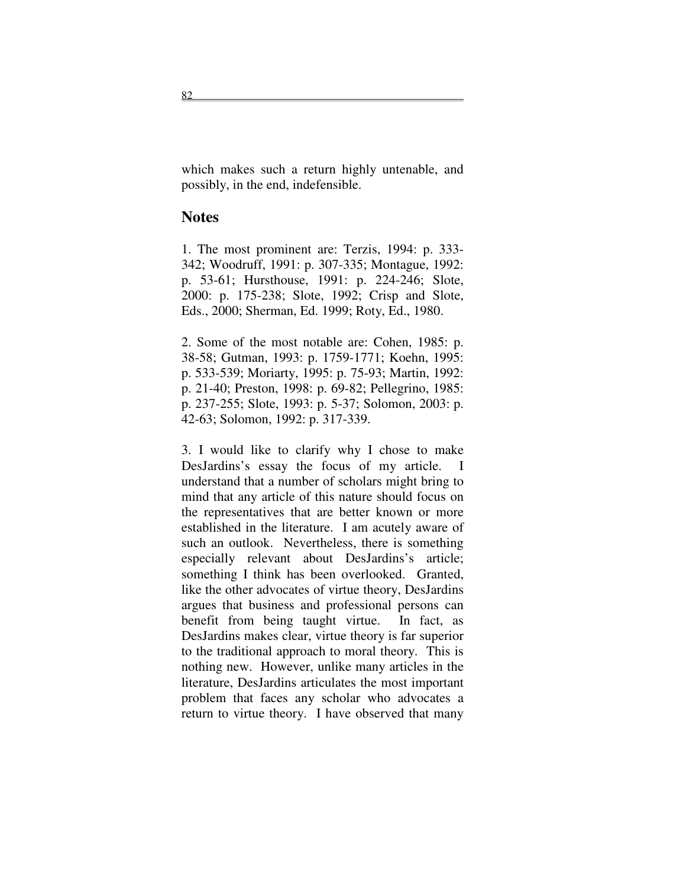which makes such a return highly untenable, and possibly, in the end, indefensible.

## Notes

1. The most prominent are: Terzis, 1994: p. 333-342; Woodruff, 1991: p. 307-335; Montague, 1992: p. 53-61; Hursthouse, 1991: p. 224-246; Slote, 2000: p. 175-238; Slote, 1992; Crisp and Slote, Eds., 2000; Sherman, Ed. 1999; Roty, Ed., 1980.

2. Some of the most notable are: Cohen, 1985: p. 38-58; Gutman, 1993: p. 1759-1771; Koehn, 1995: p. 533-539; Moriarty, 1995: p. 75-93; Martin, 1992: p. 21-40; Preston, 1998: p. 69-82; Pellegrino, 1985: p. 237-255; Slote, 1993: p. 5-37; Solomon, 2003: p. 42-63; Solomon, 1992: p. 317-339.

3. I would like to clarify why I chose to make DesJardins's essay the focus of my article. I understand that a number of scholars might bring to mind that any article of this nature should focus on the representatives that are better known or more established in the literature. I am acutely aware of such an outlook. Nevertheless, there is something especially relevant about DesJardins's article; something I think has been overlooked. Granted, like the other advocates of virtue theory, DesJardins argues that business and professional persons can benefit from being taught virtue. In fact, as DesJardins makes clear, virtue theory is far superior to the traditional approach to moral theory. This is nothing new. However, unlike many articles in the literature, DesJardins articulates the most important problem that faces any scholar who advocates a return to virtue theory. I have observed that many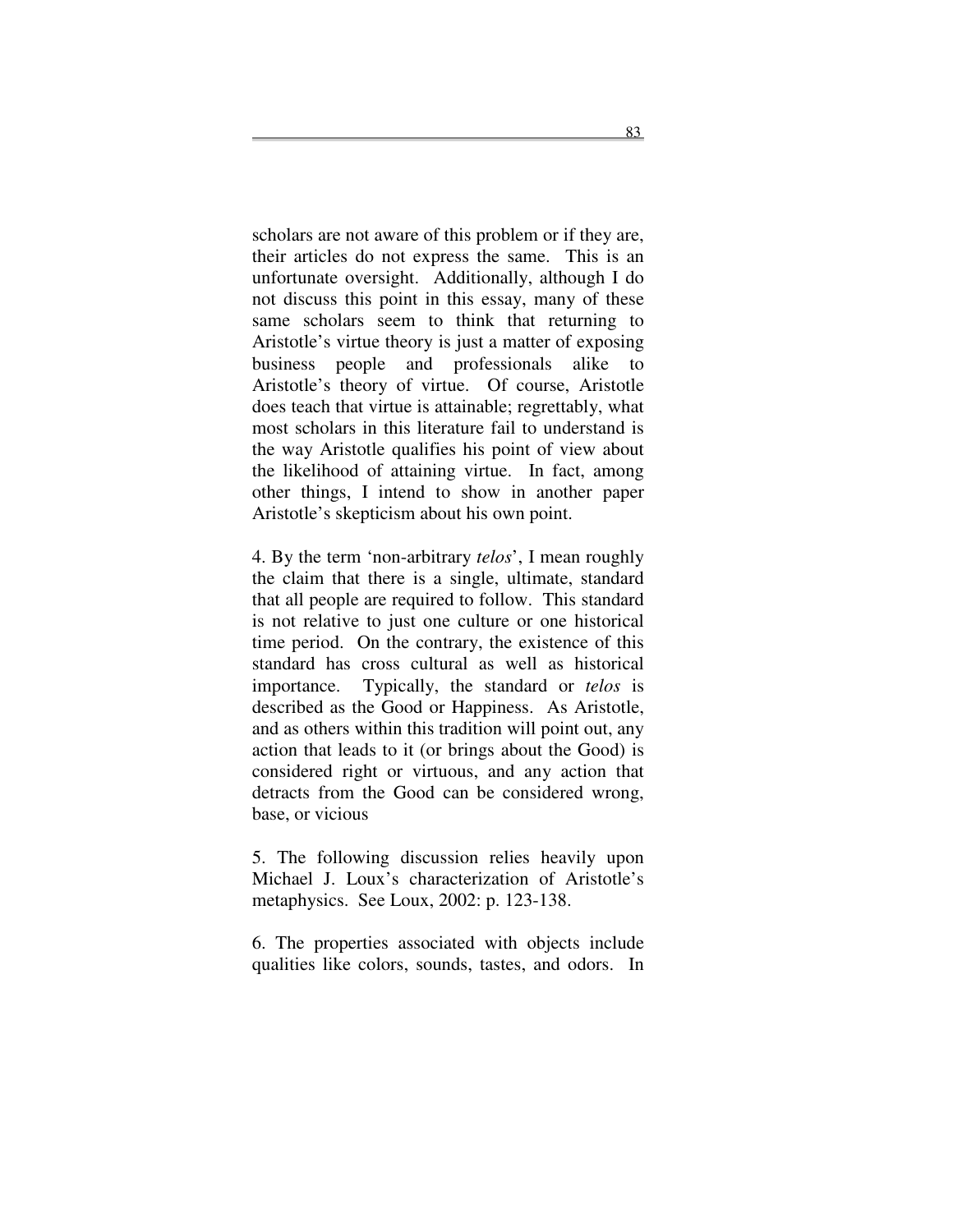scholars are not aware of this problem or if they are, their articles do not express the same. This is an unfortunate oversight. Additionally, although I do not discuss this point in this essay, many of these same scholars seem to think that returning to Aristotle's virtue theory is just a matter of exposing business people and professionals alike to Aristotle's theory of virtue. Of course, Aristotle does teach that virtue is attainable; regrettably, what most scholars in this literature fail to understand is the way Aristotle qualifies his point of view about the likelihood of attaining virtue. In fact, among other things, I intend to show in another paper Aristotle's skepticism about his own point.

4. By the term 'non-arbitrary *telos*', I mean roughly the claim that there is a single, ultimate, standard that all people are required to follow. This standard is not relative to just one culture or one historical time period. On the contrary, the existence of this standard has cross cultural as well as historical importance. Typically, the standard or *telos* is described as the Good or Happiness. As Aristotle, and as others within this tradition will point out, any action that leads to it (or brings about the Good) is considered right or virtuous, and any action that detracts from the Good can be considered wrong, base, or vicious

5. The following discussion relies heavily upon Michael J. Loux's characterization of Aristotle's metaphysics. See Loux, 2002: p. 123-138.

6. The properties associated with objects include qualities like colors, sounds, tastes, and odors. In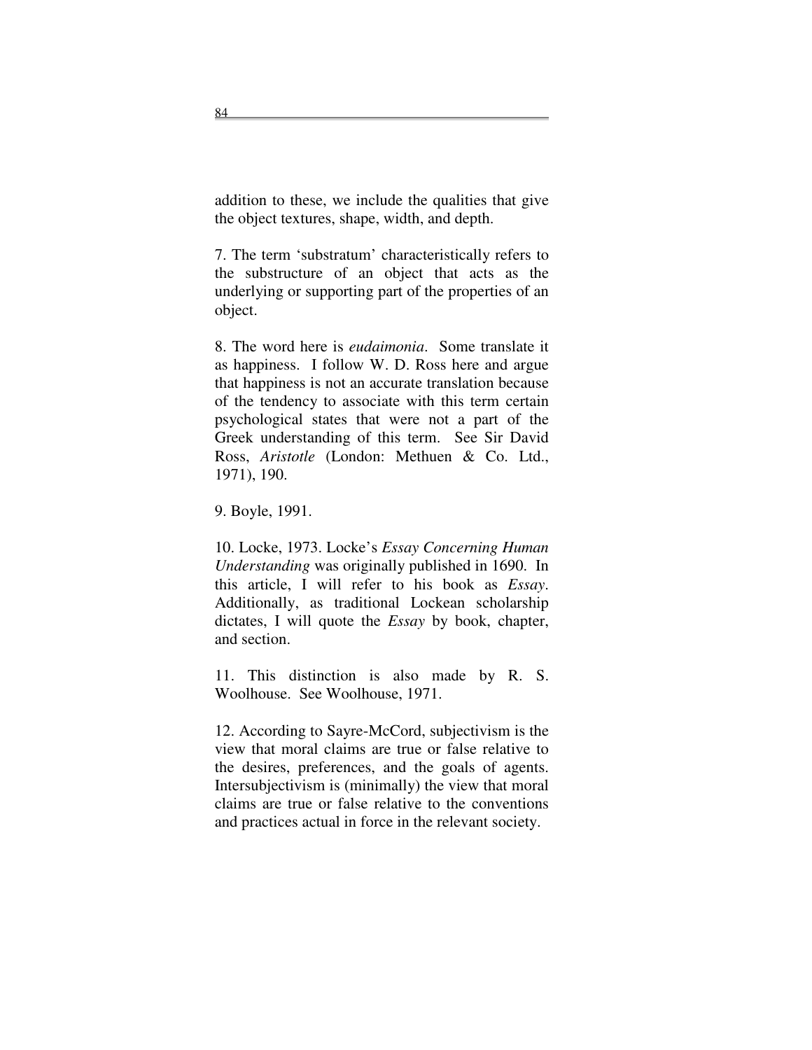addition to these, we include the qualities that give the object textures, shape, width, and depth.

7. The term 'substratum' characteristically refers to the substructure of an object that acts as the underlying or supporting part of the properties of an object.

8. The word here is *eudaimonia*. Some translate it as happiness. I follow W. D. Ross here and argue that happiness is not an accurate translation because of the tendency to associate with this term certain psychological states that were not a part of the Greek understanding of this term. See Sir David Ross, *Aristotle* (London: Methuen & Co. Ltd., 1971), 190.

9. Boyle, 1991.

10. Locke, 1973. Locke's *Essay Concerning Human Understanding* was originally published in 1690. In this article, I will refer to his book as *Essay*. Additionally, as traditional Lockean scholarship dictates, I will quote the *Essay* by book, chapter, and section.

11. This distinction is also made by R. S. Woolhouse. See Woolhouse, 1971.

12. According to Sayre-McCord, subjectivism is the view that moral claims are true or false relative to the desires, preferences, and the goals of agents. Intersubjectivism is (minimally) the view that moral claims are true or false relative to the conventions and practices actual in force in the relevant society.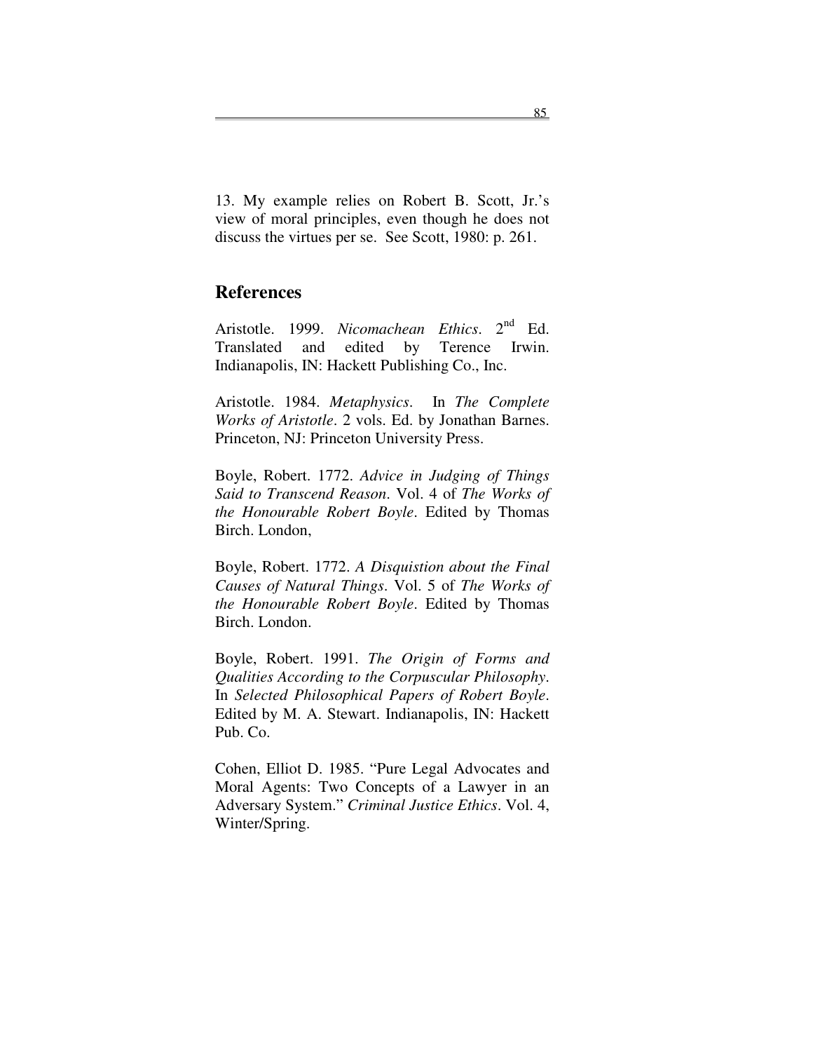13. My example relies on Robert B. Scott, Jr.'s view of moral principles, even though he does not discuss the virtues per se. See Scott, 1980: p. 261.

## References

Aristotle. 1999. *Nicomachean Ethics*. 2nd Ed. Translated and edited by Terence Irwin. Indianapolis, IN: Hackett Publishing Co., Inc.

Aristotle. 1984. *Metaphysics*. In *The Complete Works of Aristotle*. 2 vols. Ed. by Jonathan Barnes. Princeton, NJ: Princeton University Press.

Boyle, Robert. 1772. *Advice in Judging of Things Said to Transcend Reason*. Vol. 4 of *The Works of the Honourable Robert Boyle*. Edited by Thomas Birch. London,

Boyle, Robert. 1772. *A Disquistion about the Final Causes of Natural Things*. Vol. 5 of *The Works of the Honourable Robert Boyle*. Edited by Thomas Birch. London.

Boyle, Robert. 1991. *The Origin of Forms and Qualities According to the Corpuscular Philosophy*. In *Selected Philosophical Papers of Robert Boyle*. Edited by M. A. Stewart. Indianapolis, IN: Hackett Pub. Co.

Cohen, Elliot D. 1985. "Pure Legal Advocates and Moral Agents: Two Concepts of a Lawyer in an Adversary System." *Criminal Justice Ethics*. Vol. 4, Winter/Spring.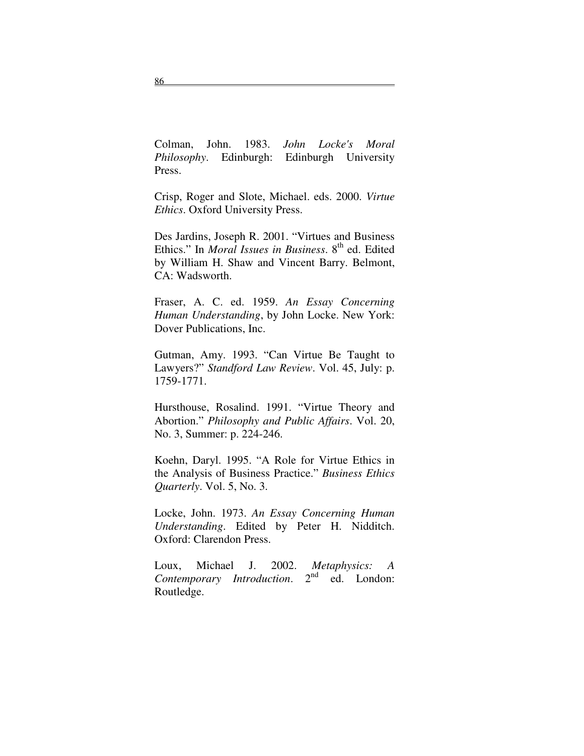Colman, John. 1983. *John Locke's Moral Philosophy*. Edinburgh: Edinburgh University Press.

Crisp, Roger and Slote, Michael. eds. 2000. *Virtue Ethics*. Oxford University Press.

Des Jardins, Joseph R. 2001. "Virtues and Business Ethics." In *Moral Issues in Business*. 8th ed. Edited by William H. Shaw and Vincent Barry. Belmont, CA: Wadsworth.

Fraser, A. C. ed. 1959. *An Essay Concerning Human Understanding*, by John Locke. New York: Dover Publications, Inc.

Gutman, Amy. 1993. "Can Virtue Be Taught to Lawyers?" *Standford Law Review*. Vol. 45, July: p. 1759-1771.

Hursthouse, Rosalind. 1991. "Virtue Theory and Abortion." *Philosophy and Public Affairs*. Vol. 20, No. 3, Summer: p. 224-246.

Koehn, Daryl. 1995. "A Role for Virtue Ethics in the Analysis of Business Practice." *Business Ethics Quarterly*. Vol. 5, No. 3.

Locke, John. 1973. *An Essay Concerning Human Understanding*. Edited by Peter H. Nidditch. Oxford: Clarendon Press.

Loux, Michael J. 2002. *Metaphysics: A Contemporary Introduction*. 2nd ed. London: Routledge.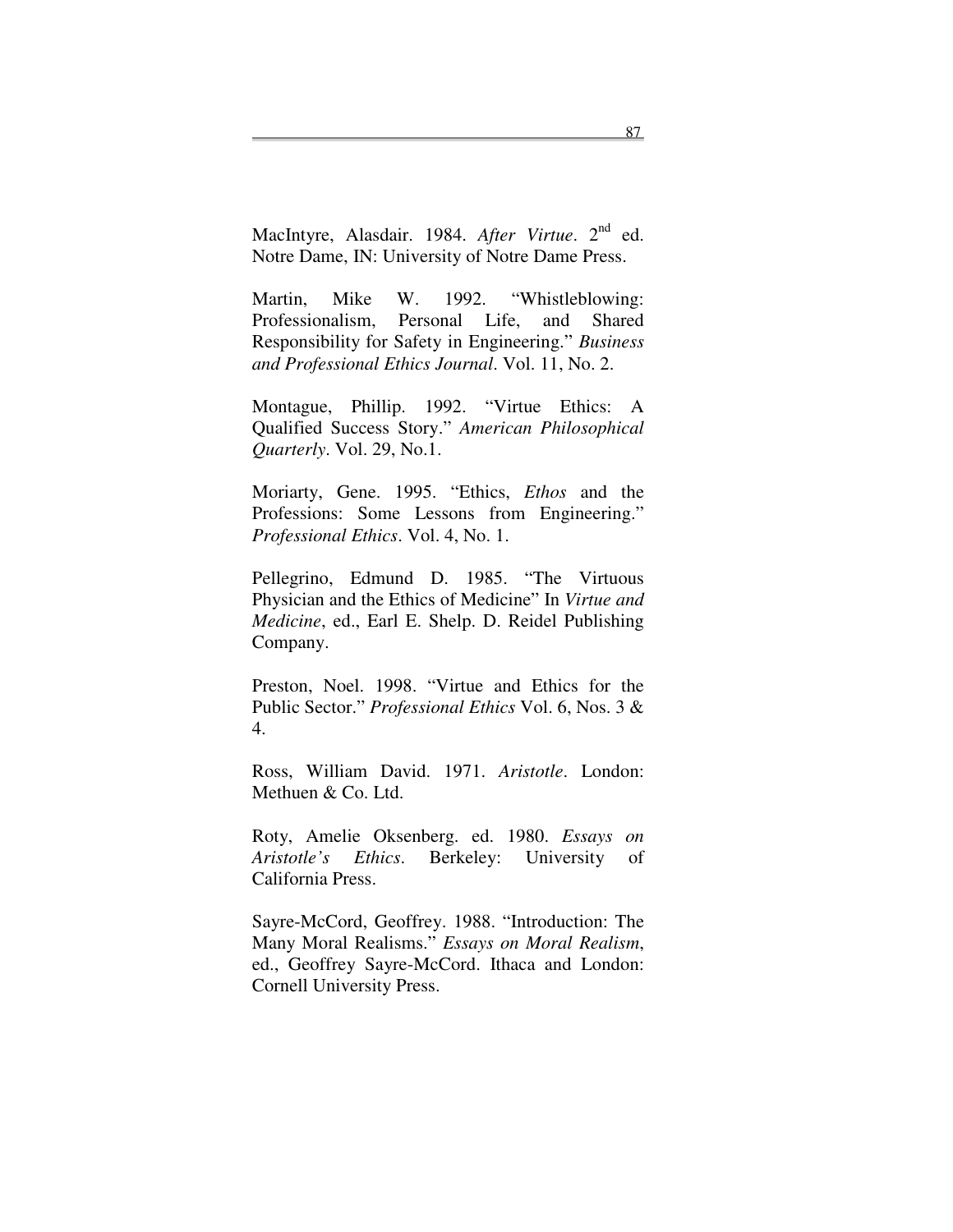MacIntyre, Alasdair. 1984. *After Virtue*. 2nd ed. Notre Dame, IN: University of Notre Dame Press.

Martin, Mike W. 1992. "Whistleblowing: Professionalism, Personal Life, and Shared Responsibility for Safety in Engineering." *Business and Professional Ethics Journal*. Vol. 11, No. 2.

Montague, Phillip. 1992. "Virtue Ethics: A Qualified Success Story." *American Philosophical Quarterly*. Vol. 29, No.1.

Moriarty, Gene. 1995. "Ethics, *Ethos* and the Professions: Some Lessons from Engineering." *Professional Ethics*. Vol. 4, No. 1.

Pellegrino, Edmund D. 1985. "The Virtuous Physician and the Ethics of Medicine" In *Virtue and Medicine*, ed., Earl E. Shelp. D. Reidel Publishing Company.

Preston, Noel. 1998. "Virtue and Ethics for the Public Sector." *Professional Ethics* Vol. 6, Nos. 3 & 4.

Ross, William David. 1971. *Aristotle*. London: Methuen & Co. Ltd.

Roty, Amelie Oksenberg. ed. 1980. *Essays on Aristotle's Ethics*. Berkeley: University of California Press.

Sayre-McCord, Geoffrey. 1988. "Introduction: The Many Moral Realisms." *Essays on Moral Realism*, ed., Geoffrey Sayre-McCord. Ithaca and London: Cornell University Press.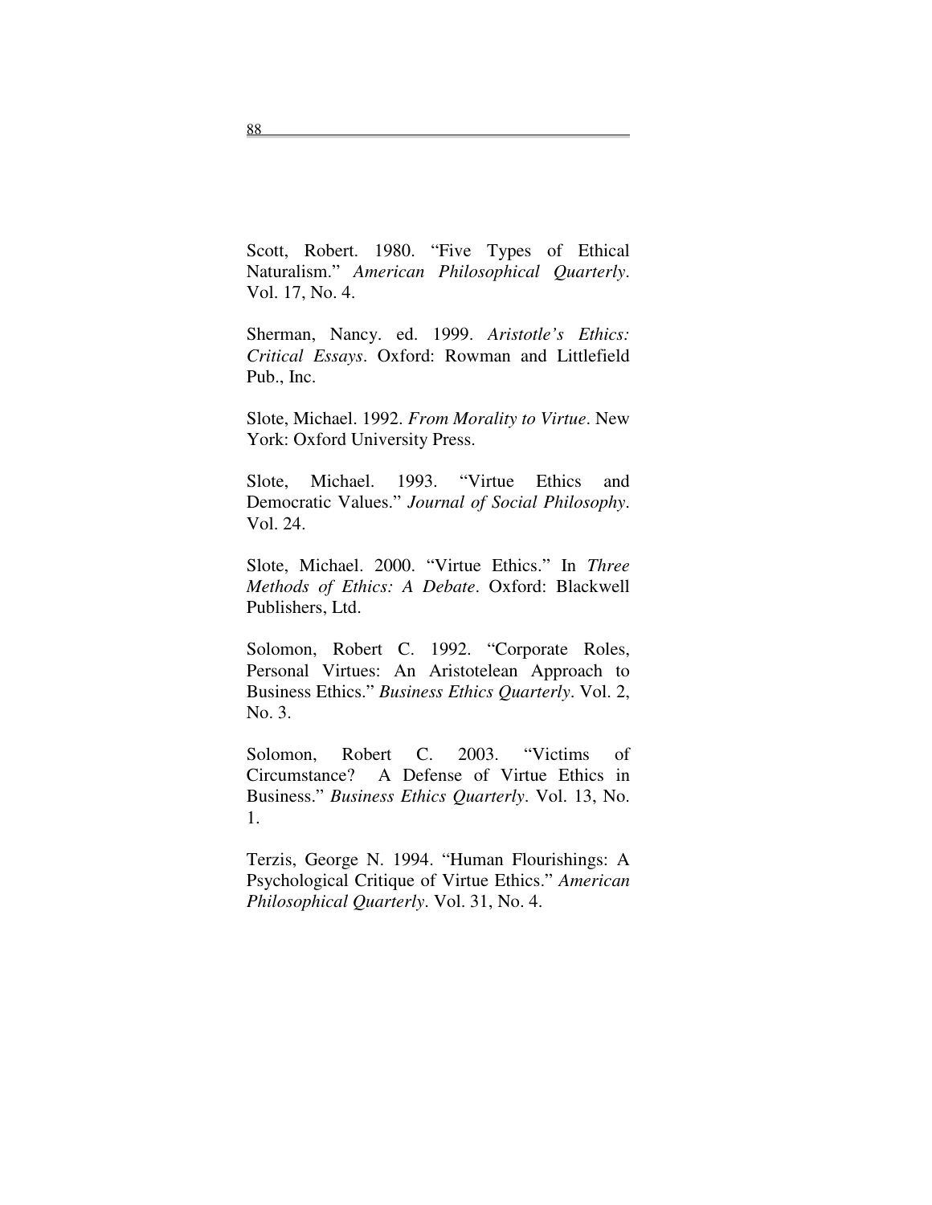Scott, Robert. 1980. "Five Types of Ethical Naturalism." *American Philosophical Quarterly*. Vol. 17, No. 4.

Sherman, Nancy. ed. 1999. *Aristotle's Ethics: Critical Essays*. Oxford: Rowman and Littlefield Pub., Inc.

Slote, Michael. 1992. *From Morality to Virtue*. New York: Oxford University Press.

Slote, Michael. 1993. "Virtue Ethics and Democratic Values." *Journal of Social Philosophy*. Vol. 24.

Slote, Michael. 2000. "Virtue Ethics." In *Three Methods of Ethics: A Debate*. Oxford: Blackwell Publishers, Ltd.

Solomon, Robert C. 1992. "Corporate Roles, Personal Virtues: An Aristotelean Approach to Business Ethics." *Business Ethics Quarterly*. Vol. 2, No. 3.

Solomon, Robert C. 2003. "Victims of Circumstance? A Defense of Virtue Ethics in Business." *Business Ethics Quarterly*. Vol. 13, No. 1.

Terzis, George N. 1994. "Human Flourishings: A Psychological Critique of Virtue Ethics." *American Philosophical Quarterly*. Vol. 31, No. 4.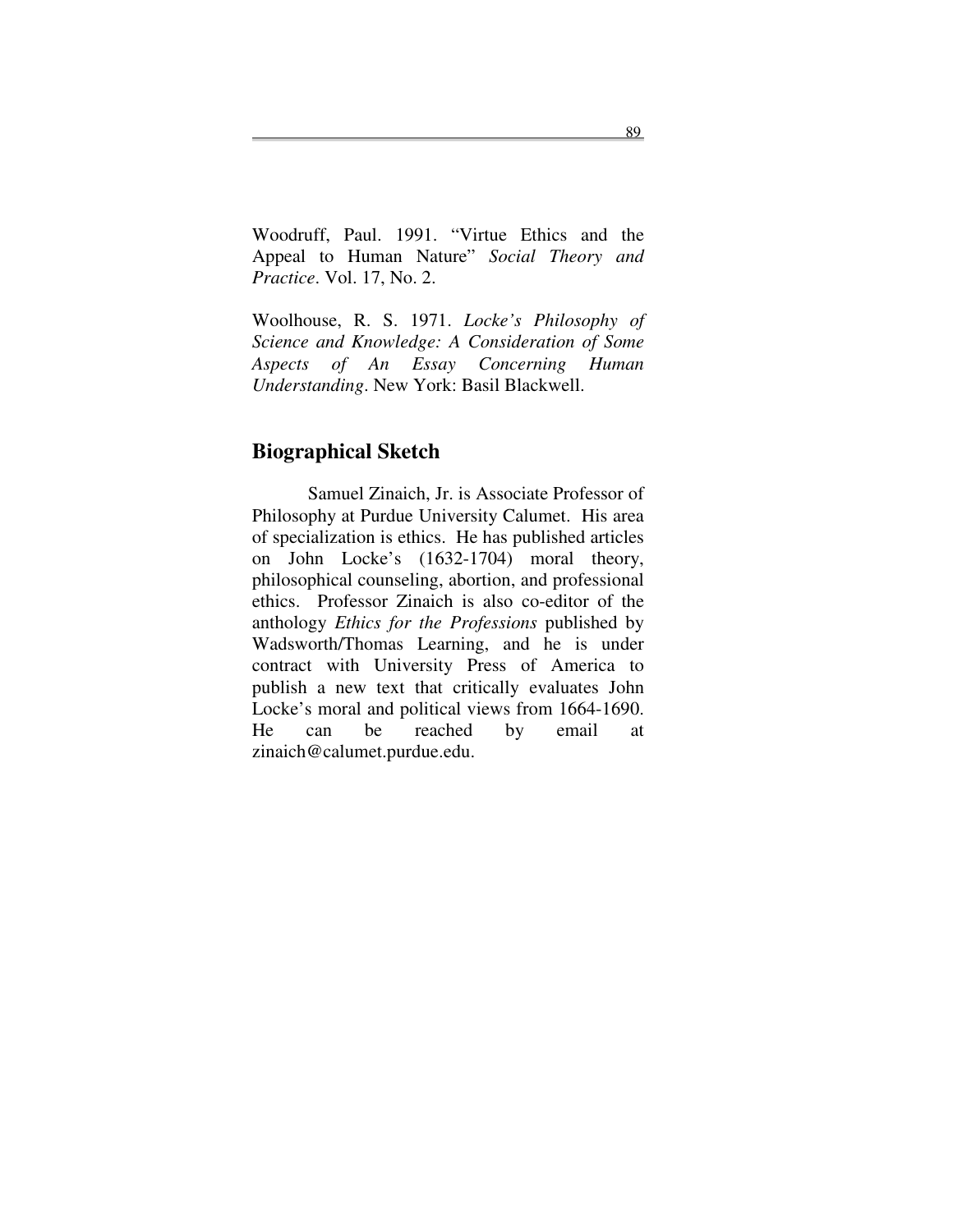Woodruff, Paul. 1991. "Virtue Ethics and the Appeal to Human Nature" *Social Theory and Practice*. Vol. 17, No. 2.

Woolhouse, R. S. 1971. *Locke's Philosophy of Science and Knowledge: A Consideration of Some Aspects of An Essay Concerning Human Understanding*. New York: Basil Blackwell.

## Biographical Sketch

Samuel Zinaich, Jr. is Associate Professor of Philosophy at Purdue University Calumet. His area of specialization is ethics. He has published articles on John Locke's (1632-1704) moral theory, philosophical counseling, abortion, and professional ethics. Professor Zinaich is also co-editor of the anthology *Ethics for the Professions* published by Wadsworth/Thomas Learning, and he is under contract with University Press of America to publish a new text that critically evaluates John Locke's moral and political views from 1664-1690. He can be reached by email at zinaich@calumet.purdue.edu.